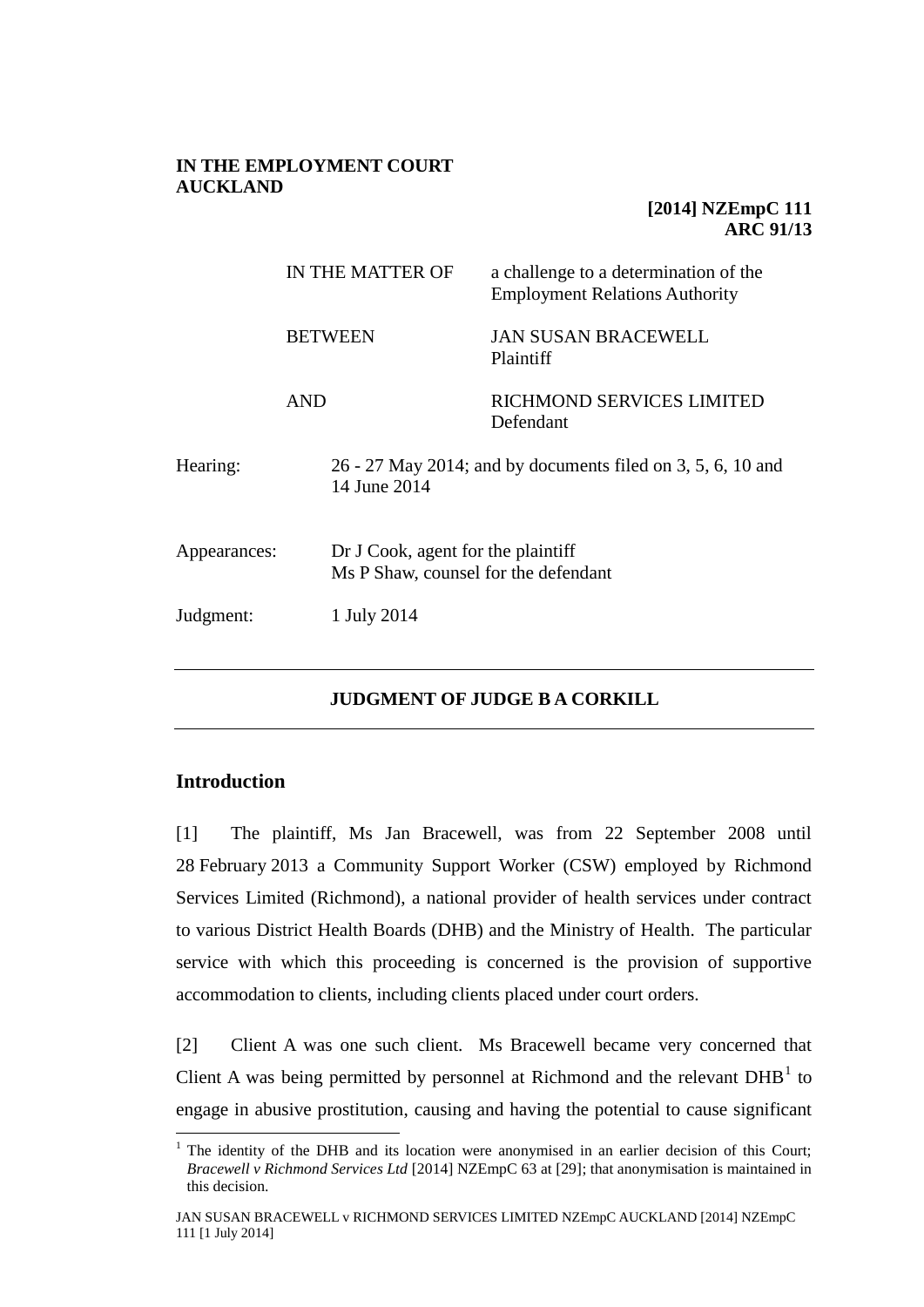**IN THE EMPLOYMENT COURT AUCKLAND**

**[2014] NZEmpC 111**
**ARC 91/13**

| | |
|---|---|
| IN THE MATTER OF | a challenge to a determination of the Employment Relations Authority |
| BETWEEN | JAN SUSAN BRACEWELL<br>Plaintiff |
| AND | RICHMOND SERVICES LIMITED<br>Defendant |

| | |
|---|---|
| Hearing: | 26 - 27 May 2014; and by documents filed on 3, 5, 6, 10 and 14 June 2014 |
| Appearances: | Dr J Cook, agent for the plaintiff<br>Ms P Shaw, counsel for the defendant |
| Judgment: | 1 July 2014 |

---

**JUDGMENT OF JUDGE B A CORKILL**

---

## Introduction

[1] The plaintiff, Ms Jan Bracewell, was from 22 September 2008 until 28 February 2013 a Community Support Worker (CSW) employed by Richmond Services Limited (Richmond), a national provider of health services under contract to various District Health Boards (DHB) and the Ministry of Health. The particular service with which this proceeding is concerned is the provision of supportive accommodation to clients, including clients placed under court orders.

[2] Client A was one such client. Ms Bracewell became very concerned that Client A was being permitted by personnel at Richmond and the relevant DHB[1] to engage in abusive prostitution, causing and having the potential to cause significant

[1] The identity of the DHB and its location were anonymised in an earlier decision of this Court; *Bracewell v Richmond Services Ltd* [2014] NZEmpC 63 at [29]; that anonymisation is maintained in this decision.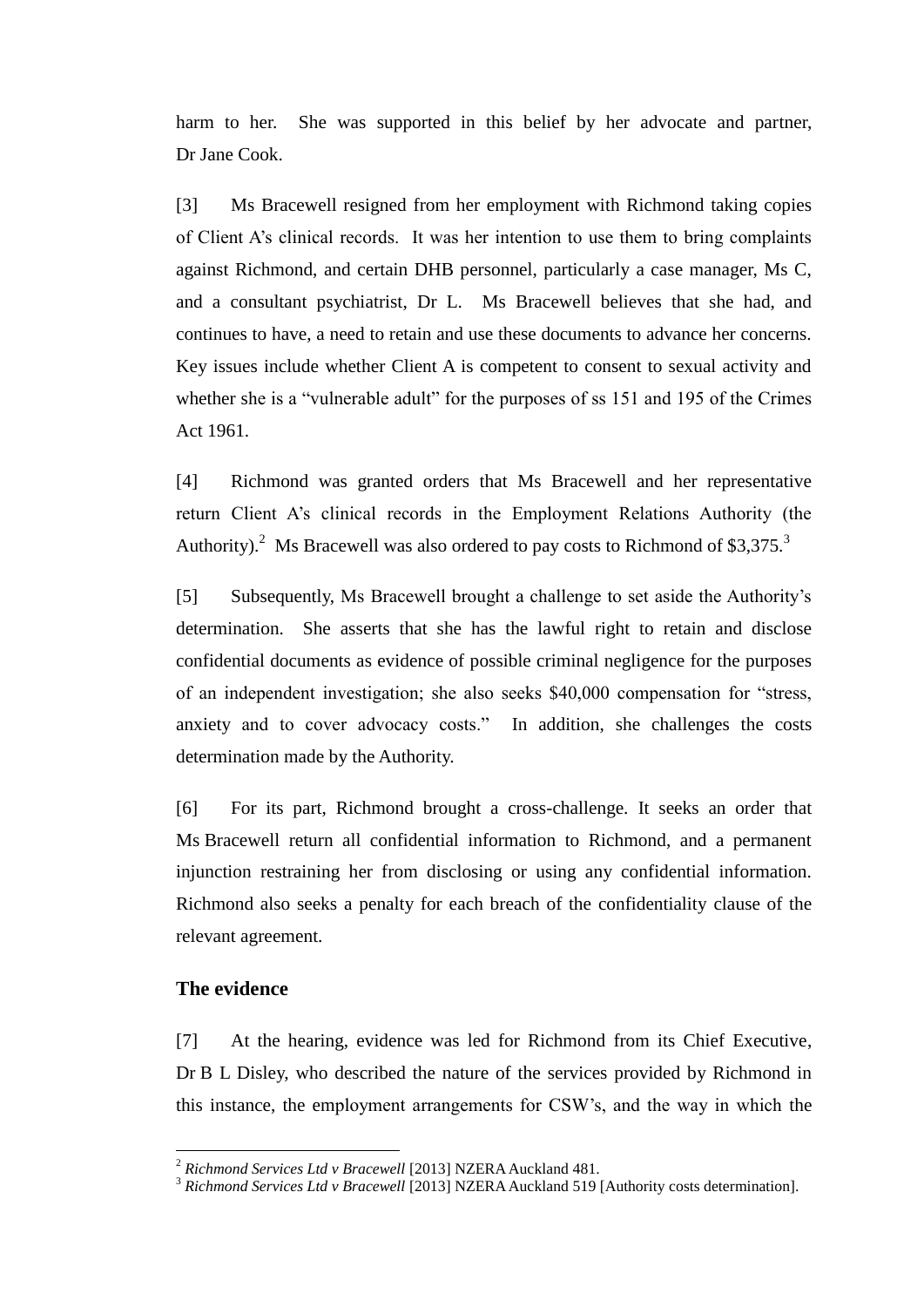harm to her. She was supported in this belief by her advocate and partner, Dr Jane Cook.

[3] Ms Bracewell resigned from her employment with Richmond taking copies of Client A's clinical records. It was her intention to use them to bring complaints against Richmond, and certain DHB personnel, particularly a case manager, Ms C, and a consultant psychiatrist, Dr L. Ms Bracewell believes that she had, and continues to have, a need to retain and use these documents to advance her concerns. Key issues include whether Client A is competent to consent to sexual activity and whether she is a "vulnerable adult" for the purposes of ss 151 and 195 of the Crimes Act 1961.

[4] Richmond was granted orders that Ms Bracewell and her representative return Client A's clinical records in the Employment Relations Authority (the Authority).[2] Ms Bracewell was also ordered to pay costs to Richmond of $3,375.[3]

[5] Subsequently, Ms Bracewell brought a challenge to set aside the Authority's determination. She asserts that she has the lawful right to retain and disclose confidential documents as evidence of possible criminal negligence for the purposes of an independent investigation; she also seeks $40,000 compensation for "stress, anxiety and to cover advocacy costs." In addition, she challenges the costs determination made by the Authority.

[6] For its part, Richmond brought a cross-challenge. It seeks an order that Ms Bracewell return all confidential information to Richmond, and a permanent injunction restraining her from disclosing or using any confidential information. Richmond also seeks a penalty for each breach of the confidentiality clause of the relevant agreement.

## The evidence

[7] At the hearing, evidence was led for Richmond from its Chief Executive, Dr B L Disley, who described the nature of the services provided by Richmond in this instance, the employment arrangements for CSW's, and the way in which the

---

[2] *Richmond Services Ltd v Bracewell* [2013] NZERA Auckland 481.

[3] *Richmond Services Ltd v Bracewell* [2013] NZERA Auckland 519 [Authority costs determination].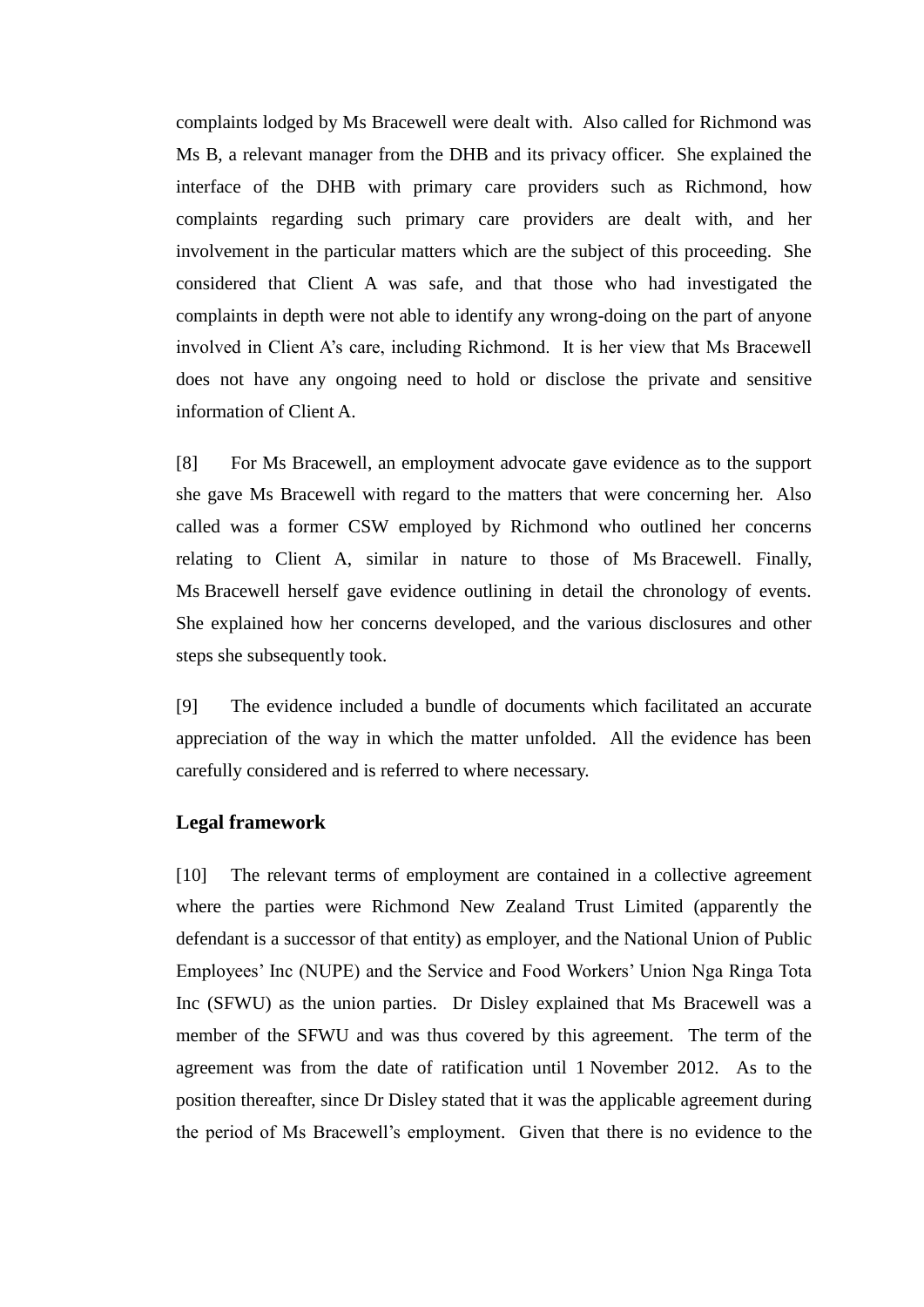complaints lodged by Ms Bracewell were dealt with. Also called for Richmond was Ms B, a relevant manager from the DHB and its privacy officer. She explained the interface of the DHB with primary care providers such as Richmond, how complaints regarding such primary care providers are dealt with, and her involvement in the particular matters which are the subject of this proceeding. She considered that Client A was safe, and that those who had investigated the complaints in depth were not able to identify any wrong-doing on the part of anyone involved in Client A's care, including Richmond. It is her view that Ms Bracewell does not have any ongoing need to hold or disclose the private and sensitive information of Client A.

[8] For Ms Bracewell, an employment advocate gave evidence as to the support she gave Ms Bracewell with regard to the matters that were concerning her. Also called was a former CSW employed by Richmond who outlined her concerns relating to Client A, similar in nature to those of Ms Bracewell. Finally, Ms Bracewell herself gave evidence outlining in detail the chronology of events. She explained how her concerns developed, and the various disclosures and other steps she subsequently took.

[9] The evidence included a bundle of documents which facilitated an accurate appreciation of the way in which the matter unfolded. All the evidence has been carefully considered and is referred to where necessary.

## Legal framework

[10] The relevant terms of employment are contained in a collective agreement where the parties were Richmond New Zealand Trust Limited (apparently the defendant is a successor of that entity) as employer, and the National Union of Public Employees' Inc (NUPE) and the Service and Food Workers' Union Nga Ringa Tota Inc (SFWU) as the union parties. Dr Disley explained that Ms Bracewell was a member of the SFWU and was thus covered by this agreement. The term of the agreement was from the date of ratification until 1 November 2012. As to the position thereafter, since Dr Disley stated that it was the applicable agreement during the period of Ms Bracewell's employment. Given that there is no evidence to the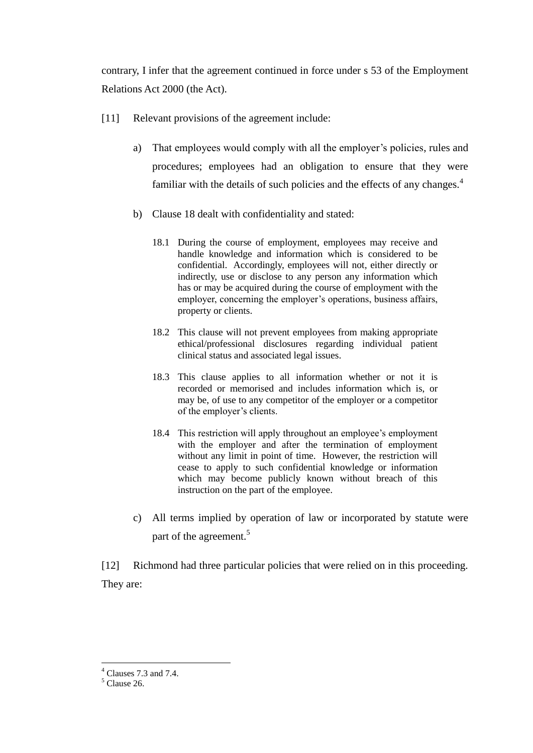contrary, I infer that the agreement continued in force under s 53 of the Employment Relations Act 2000 (the Act).

[11] Relevant provisions of the agreement include:

a) That employees would comply with all the employer's policies, rules and procedures; employees had an obligation to ensure that they were familiar with the details of such policies and the effects of any changes.[4]

b) Clause 18 dealt with confidentiality and stated:

> 18.1 During the course of employment, employees may receive and handle knowledge and information which is considered to be confidential. Accordingly, employees will not, either directly or indirectly, use or disclose to any person any information which has or may be acquired during the course of employment with the employer, concerning the employer's operations, business affairs, property or clients.
>
> 18.2 This clause will not prevent employees from making appropriate ethical/professional disclosures regarding individual patient clinical status and associated legal issues.
>
> 18.3 This clause applies to all information whether or not it is recorded or memorised and includes information which is, or may be, of use to any competitor of the employer or a competitor of the employer's clients.
>
> 18.4 This restriction will apply throughout an employee's employment with the employer and after the termination of employment without any limit in point of time. However, the restriction will cease to apply to such confidential knowledge or information which may become publicly known without breach of this instruction on the part of the employee.

c) All terms implied by operation of law or incorporated by statute were part of the agreement.[5]

[12] Richmond had three particular policies that were relied on in this proceeding. They are:

---

[4] Clauses 7.3 and 7.4.

[5] Clause 26.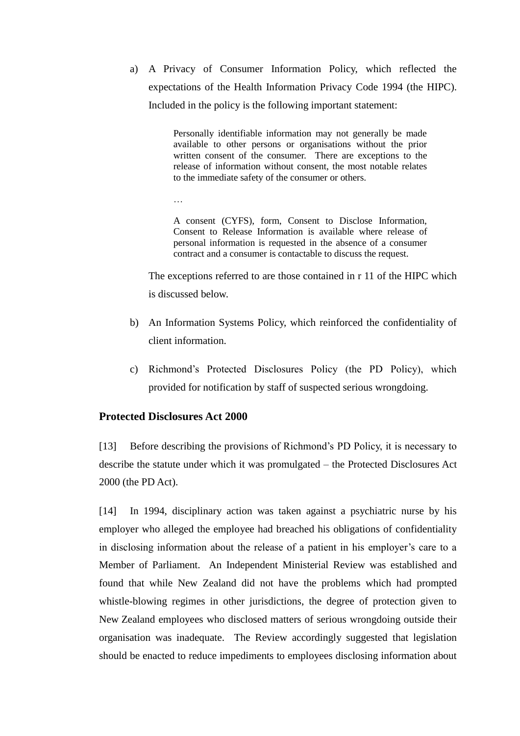a) A Privacy of Consumer Information Policy, which reflected the expectations of the Health Information Privacy Code 1994 (the HIPC). Included in the policy is the following important statement:

> Personally identifiable information may not generally be made available to other persons or organisations without the prior written consent of the consumer. There are exceptions to the release of information without consent, the most notable relates to the immediate safety of the consumer or others.
>
> …
>
> A consent (CYFS), form, Consent to Disclose Information, Consent to Release Information is available where release of personal information is requested in the absence of a consumer contract and a consumer is contactable to discuss the request.

The exceptions referred to are those contained in r 11 of the HIPC which is discussed below.

b) An Information Systems Policy, which reinforced the confidentiality of client information.

c) Richmond's Protected Disclosures Policy (the PD Policy), which provided for notification by staff of suspected serious wrongdoing.

### Protected Disclosures Act 2000

[13] Before describing the provisions of Richmond's PD Policy, it is necessary to describe the statute under which it was promulgated – the Protected Disclosures Act 2000 (the PD Act).

[14] In 1994, disciplinary action was taken against a psychiatric nurse by his employer who alleged the employee had breached his obligations of confidentiality in disclosing information about the release of a patient in his employer's care to a Member of Parliament. An Independent Ministerial Review was established and found that while New Zealand did not have the problems which had prompted whistle-blowing regimes in other jurisdictions, the degree of protection given to New Zealand employees who disclosed matters of serious wrongdoing outside their organisation was inadequate. The Review accordingly suggested that legislation should be enacted to reduce impediments to employees disclosing information about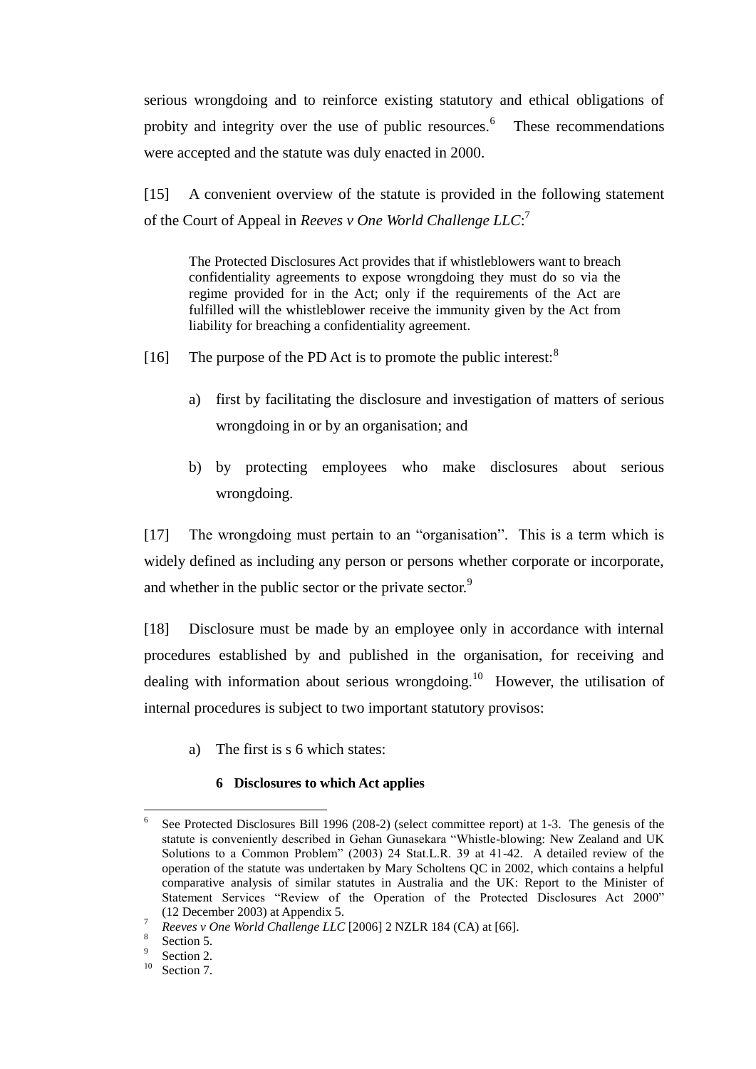serious wrongdoing and to reinforce existing statutory and ethical obligations of probity and integrity over the use of public resources.[6] These recommendations were accepted and the statute was duly enacted in 2000.

[15] A convenient overview of the statute is provided in the following statement of the Court of Appeal in *Reeves v One World Challenge LLC*:[7]

> The Protected Disclosures Act provides that if whistleblowers want to breach confidentiality agreements to expose wrongdoing they must do so via the regime provided for in the Act; only if the requirements of the Act are fulfilled will the whistleblower receive the immunity given by the Act from liability for breaching a confidentiality agreement.

[16] The purpose of the PD Act is to promote the public interest:[8]

a) first by facilitating the disclosure and investigation of matters of serious wrongdoing in or by an organisation; and

b) by protecting employees who make disclosures about serious wrongdoing.

[17] The wrongdoing must pertain to an "organisation". This is a term which is widely defined as including any person or persons whether corporate or incorporate, and whether in the public sector or the private sector.[9]

[18] Disclosure must be made by an employee only in accordance with internal procedures established by and published in the organisation, for receiving and dealing with information about serious wrongdoing.[10] However, the utilisation of internal procedures is subject to two important statutory provisos:

a) The first is s 6 which states:

**6 Disclosures to which Act applies**

---

[6] See Protected Disclosures Bill 1996 (208-2) (select committee report) at 1-3. The genesis of the statute is conveniently described in Gehan Gunasekara "Whistle-blowing: New Zealand and UK Solutions to a Common Problem" (2003) 24 Stat.L.R. 39 at 41-42. A detailed review of the operation of the statute was undertaken by Mary Scholtens QC in 2002, which contains a helpful comparative analysis of similar statutes in Australia and the UK: Report to the Minister of Statement Services "Review of the Operation of the Protected Disclosures Act 2000" (12 December 2003) at Appendix 5.

[7] *Reeves v One World Challenge LLC* [2006] 2 NZLR 184 (CA) at [66].

[8] Section 5.

[9] Section 2.

[10] Section 7.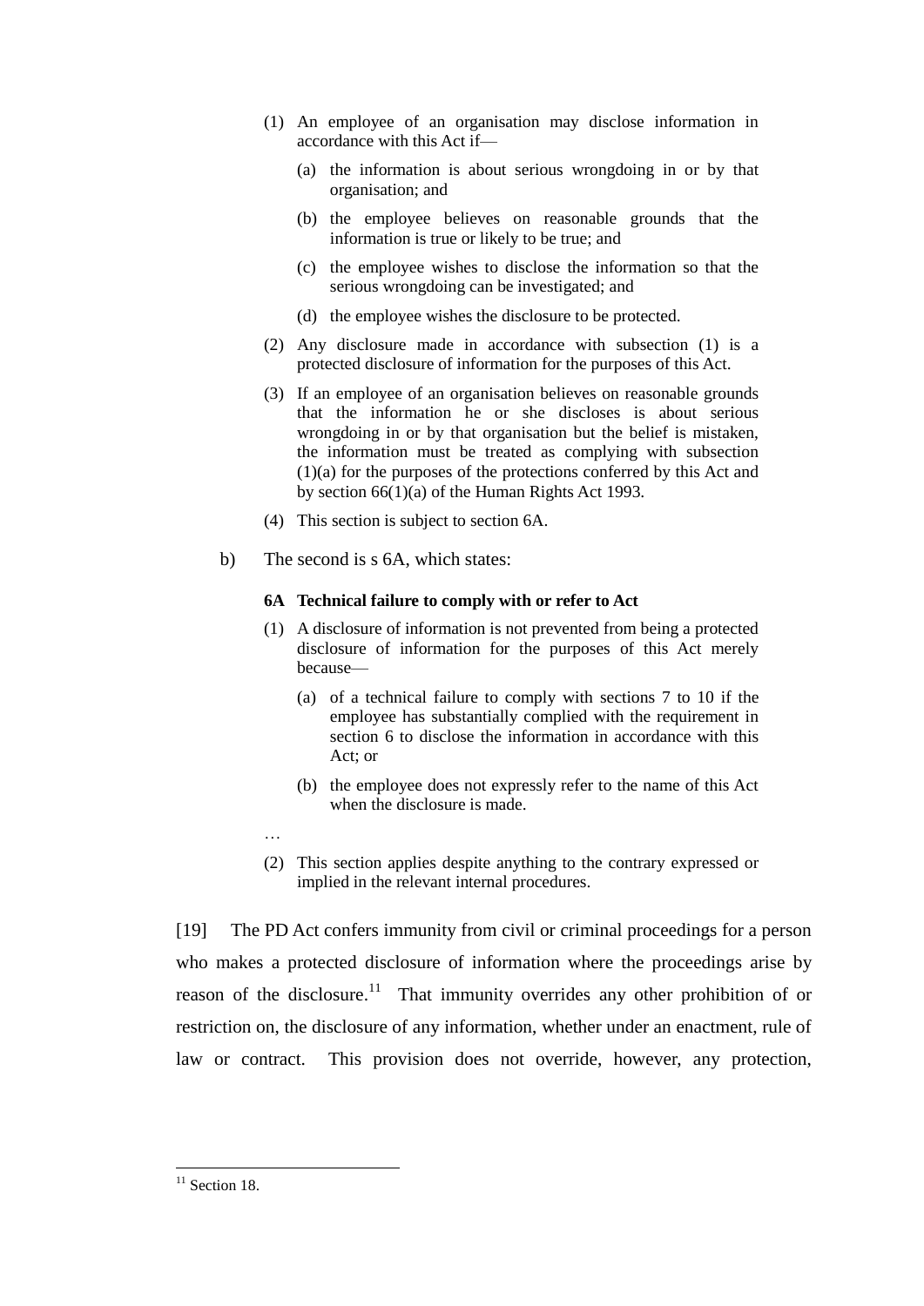(1) An employee of an organisation may disclose information in accordance with this Act if—

   (a) the information is about serious wrongdoing in or by that organisation; and

   (b) the employee believes on reasonable grounds that the information is true or likely to be true; and

   (c) the employee wishes to disclose the information so that the serious wrongdoing can be investigated; and

   (d) the employee wishes the disclosure to be protected.

(2) Any disclosure made in accordance with subsection (1) is a protected disclosure of information for the purposes of this Act.

(3) If an employee of an organisation believes on reasonable grounds that the information he or she discloses is about serious wrongdoing in or by that organisation but the belief is mistaken, the information must be treated as complying with subsection (1)(a) for the purposes of the protections conferred by this Act and by section 66(1)(a) of the Human Rights Act 1993.

(4) This section is subject to section 6A.

b) The second is s 6A, which states:

**6A Technical failure to comply with or refer to Act**

(1) A disclosure of information is not prevented from being a protected disclosure of information for the purposes of this Act merely because—

   (a) of a technical failure to comply with sections 7 to 10 if the employee has substantially complied with the requirement in section 6 to disclose the information in accordance with this Act; or

   (b) the employee does not expressly refer to the name of this Act when the disclosure is made.

…

(2) This section applies despite anything to the contrary expressed or implied in the relevant internal procedures.

[19] The PD Act confers immunity from civil or criminal proceedings for a person who makes a protected disclosure of information where the proceedings arise by reason of the disclosure.[11] That immunity overrides any other prohibition of or restriction on, the disclosure of any information, whether under an enactment, rule of law or contract. This provision does not override, however, any protection,

[11] Section 18.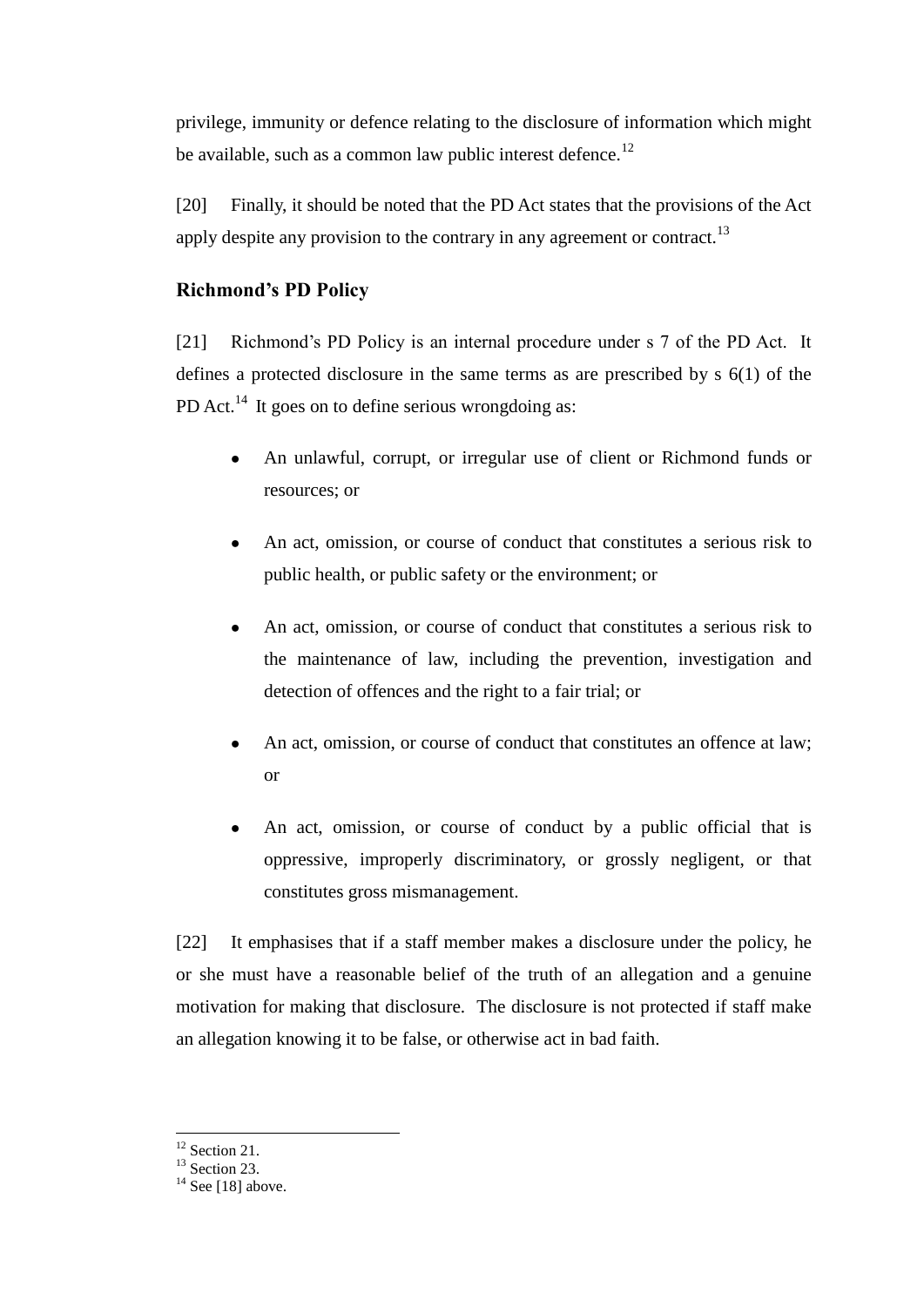privilege, immunity or defence relating to the disclosure of information which might be available, such as a common law public interest defence.[12]

[20] Finally, it should be noted that the PD Act states that the provisions of the Act apply despite any provision to the contrary in any agreement or contract.[13]

## Richmond's PD Policy

[21] Richmond's PD Policy is an internal procedure under s 7 of the PD Act. It defines a protected disclosure in the same terms as are prescribed by s 6(1) of the PD Act.[14] It goes on to define serious wrongdoing as:

- An unlawful, corrupt, or irregular use of client or Richmond funds or resources; or
- An act, omission, or course of conduct that constitutes a serious risk to public health, or public safety or the environment; or
- An act, omission, or course of conduct that constitutes a serious risk to the maintenance of law, including the prevention, investigation and detection of offences and the right to a fair trial; or
- An act, omission, or course of conduct that constitutes an offence at law; or
- An act, omission, or course of conduct by a public official that is oppressive, improperly discriminatory, or grossly negligent, or that constitutes gross mismanagement.

[22] It emphasises that if a staff member makes a disclosure under the policy, he or she must have a reasonable belief of the truth of an allegation and a genuine motivation for making that disclosure. The disclosure is not protected if staff make an allegation knowing it to be false, or otherwise act in bad faith.

---

[12] Section 21.
[13] Section 23.
[14] See [18] above.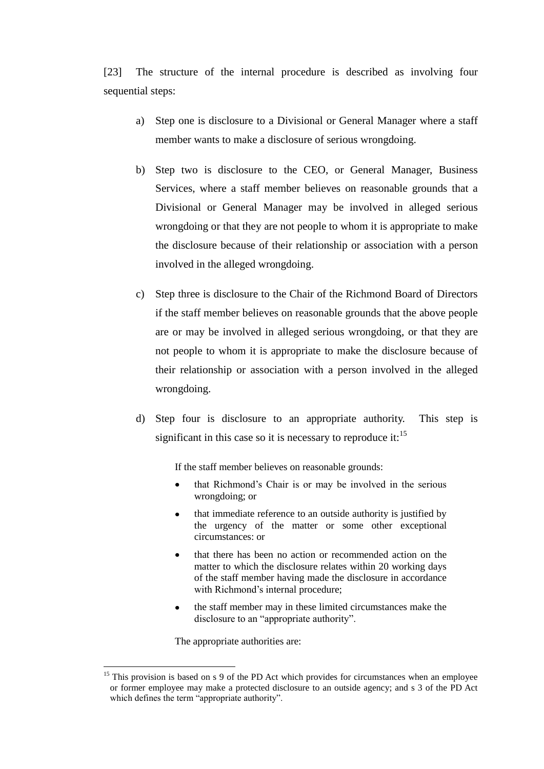[23] The structure of the internal procedure is described as involving four sequential steps:

a) Step one is disclosure to a Divisional or General Manager where a staff member wants to make a disclosure of serious wrongdoing.

b) Step two is disclosure to the CEO, or General Manager, Business Services, where a staff member believes on reasonable grounds that a Divisional or General Manager may be involved in alleged serious wrongdoing or that they are not people to whom it is appropriate to make the disclosure because of their relationship or association with a person involved in the alleged wrongdoing.

c) Step three is disclosure to the Chair of the Richmond Board of Directors if the staff member believes on reasonable grounds that the above people are or may be involved in alleged serious wrongdoing, or that they are not people to whom it is appropriate to make the disclosure because of their relationship or association with a person involved in the alleged wrongdoing.

d) Step four is disclosure to an appropriate authority. This step is significant in this case so it is necessary to reproduce it:[15]

> If the staff member believes on reasonable grounds:
>
> - that Richmond's Chair is or may be involved in the serious wrongdoing; or
> - that immediate reference to an outside authority is justified by the urgency of the matter or some other exceptional circumstances: or
> - that there has been no action or recommended action on the matter to which the disclosure relates within 20 working days of the staff member having made the disclosure in accordance with Richmond's internal procedure;
> - the staff member may in these limited circumstances make the disclosure to an "appropriate authority".
>
> The appropriate authorities are:

---

[15] This provision is based on s 9 of the PD Act which provides for circumstances when an employee or former employee may make a protected disclosure to an outside agency; and s 3 of the PD Act which defines the term "appropriate authority".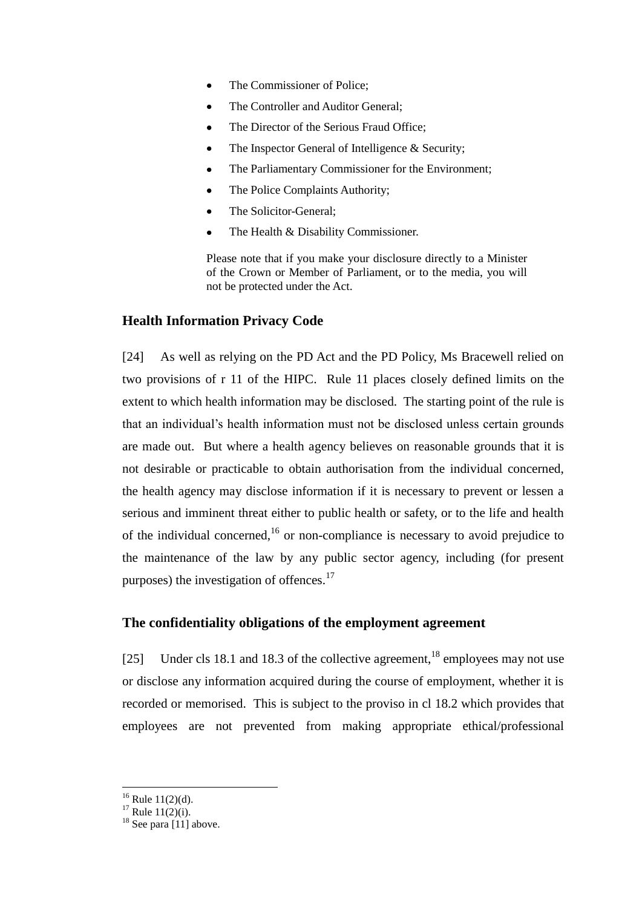- The Commissioner of Police;
- The Controller and Auditor General;
- The Director of the Serious Fraud Office;
- The Inspector General of Intelligence & Security;
- The Parliamentary Commissioner for the Environment;
- The Police Complaints Authority;
- The Solicitor-General;
- The Health & Disability Commissioner.

Please note that if you make your disclosure directly to a Minister of the Crown or Member of Parliament, or to the media, you will not be protected under the Act.

## Health Information Privacy Code

[24] As well as relying on the PD Act and the PD Policy, Ms Bracewell relied on two provisions of r 11 of the HIPC. Rule 11 places closely defined limits on the extent to which health information may be disclosed. The starting point of the rule is that an individual's health information must not be disclosed unless certain grounds are made out. But where a health agency believes on reasonable grounds that it is not desirable or practicable to obtain authorisation from the individual concerned, the health agency may disclose information if it is necessary to prevent or lessen a serious and imminent threat either to public health or safety, or to the life and health of the individual concerned,[16] or non-compliance is necessary to avoid prejudice to the maintenance of the law by any public sector agency, including (for present purposes) the investigation of offences.[17]

## The confidentiality obligations of the employment agreement

[25] Under cls 18.1 and 18.3 of the collective agreement,[18] employees may not use or disclose any information acquired during the course of employment, whether it is recorded or memorised. This is subject to the proviso in cl 18.2 which provides that employees are not prevented from making appropriate ethical/professional

---

[16] Rule 11(2)(d).

[17] Rule 11(2)(i).

[18] See para [11] above.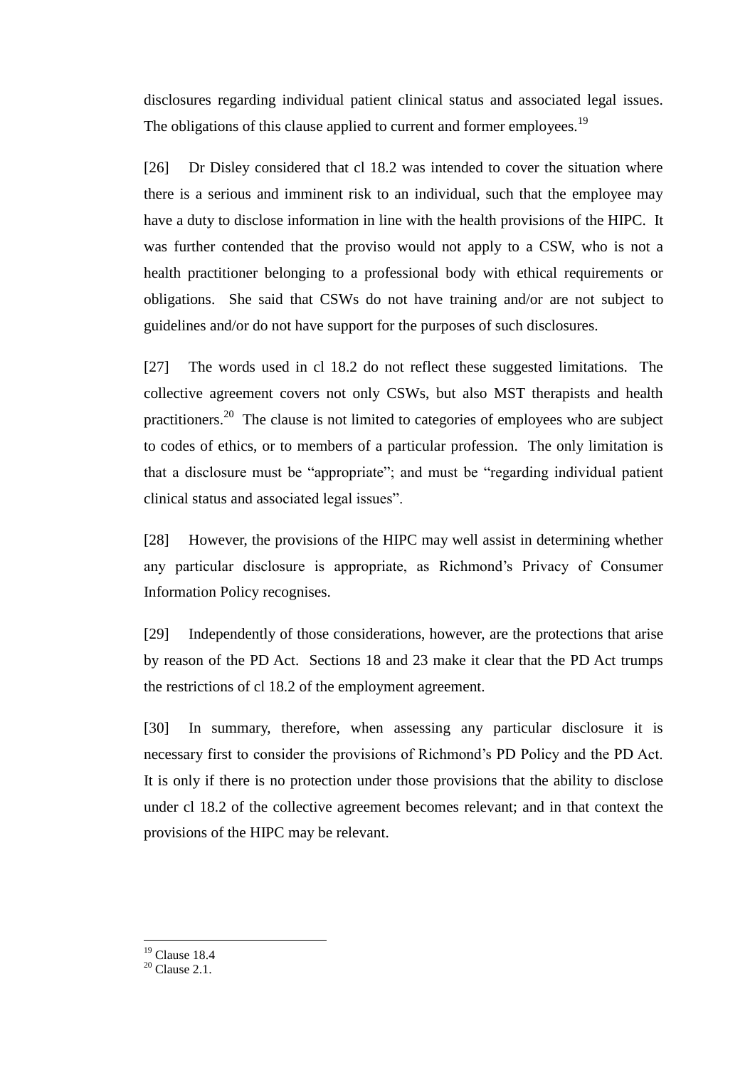disclosures regarding individual patient clinical status and associated legal issues. The obligations of this clause applied to current and former employees.[19]

[26] Dr Disley considered that cl 18.2 was intended to cover the situation where there is a serious and imminent risk to an individual, such that the employee may have a duty to disclose information in line with the health provisions of the HIPC. It was further contended that the proviso would not apply to a CSW, who is not a health practitioner belonging to a professional body with ethical requirements or obligations. She said that CSWs do not have training and/or are not subject to guidelines and/or do not have support for the purposes of such disclosures.

[27] The words used in cl 18.2 do not reflect these suggested limitations. The collective agreement covers not only CSWs, but also MST therapists and health practitioners.[20] The clause is not limited to categories of employees who are subject to codes of ethics, or to members of a particular profession. The only limitation is that a disclosure must be "appropriate"; and must be "regarding individual patient clinical status and associated legal issues".

[28] However, the provisions of the HIPC may well assist in determining whether any particular disclosure is appropriate, as Richmond's Privacy of Consumer Information Policy recognises.

[29] Independently of those considerations, however, are the protections that arise by reason of the PD Act. Sections 18 and 23 make it clear that the PD Act trumps the restrictions of cl 18.2 of the employment agreement.

[30] In summary, therefore, when assessing any particular disclosure it is necessary first to consider the provisions of Richmond's PD Policy and the PD Act. It is only if there is no protection under those provisions that the ability to disclose under cl 18.2 of the collective agreement becomes relevant; and in that context the provisions of the HIPC may be relevant.

---

[19] Clause 18.4

[20] Clause 2.1.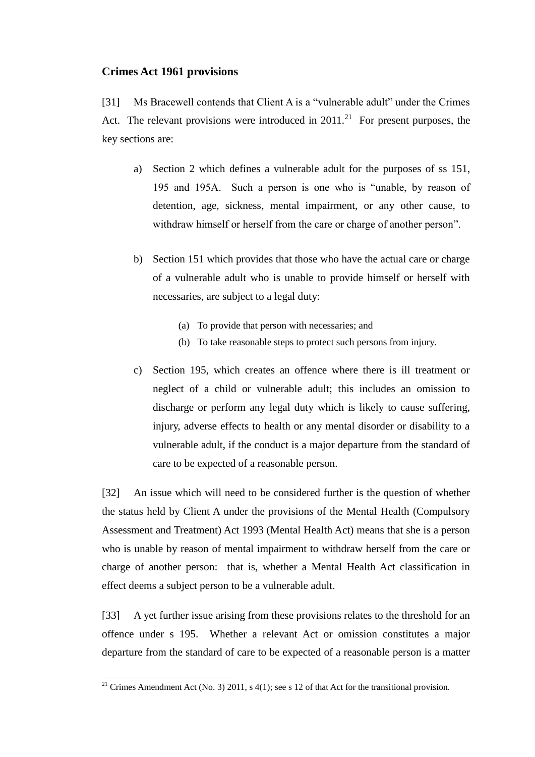### Crimes Act 1961 provisions

[31] Ms Bracewell contends that Client A is a "vulnerable adult" under the Crimes Act. The relevant provisions were introduced in 2011.[21] For present purposes, the key sections are:

a) Section 2 which defines a vulnerable adult for the purposes of ss 151, 195 and 195A. Such a person is one who is "unable, by reason of detention, age, sickness, mental impairment, or any other cause, to withdraw himself or herself from the care or charge of another person".

b) Section 151 which provides that those who have the actual care or charge of a vulnerable adult who is unable to provide himself or herself with necessaries, are subject to a legal duty:

   (a) To provide that person with necessaries; and
   (b) To take reasonable steps to protect such persons from injury.

c) Section 195, which creates an offence where there is ill treatment or neglect of a child or vulnerable adult; this includes an omission to discharge or perform any legal duty which is likely to cause suffering, injury, adverse effects to health or any mental disorder or disability to a vulnerable adult, if the conduct is a major departure from the standard of care to be expected of a reasonable person.

[32] An issue which will need to be considered further is the question of whether the status held by Client A under the provisions of the Mental Health (Compulsory Assessment and Treatment) Act 1993 (Mental Health Act) means that she is a person who is unable by reason of mental impairment to withdraw herself from the care or charge of another person: that is, whether a Mental Health Act classification in effect deems a subject person to be a vulnerable adult.

[33] A yet further issue arising from these provisions relates to the threshold for an offence under s 195. Whether a relevant Act or omission constitutes a major departure from the standard of care to be expected of a reasonable person is a matter

[21] Crimes Amendment Act (No. 3) 2011, s 4(1); see s 12 of that Act for the transitional provision.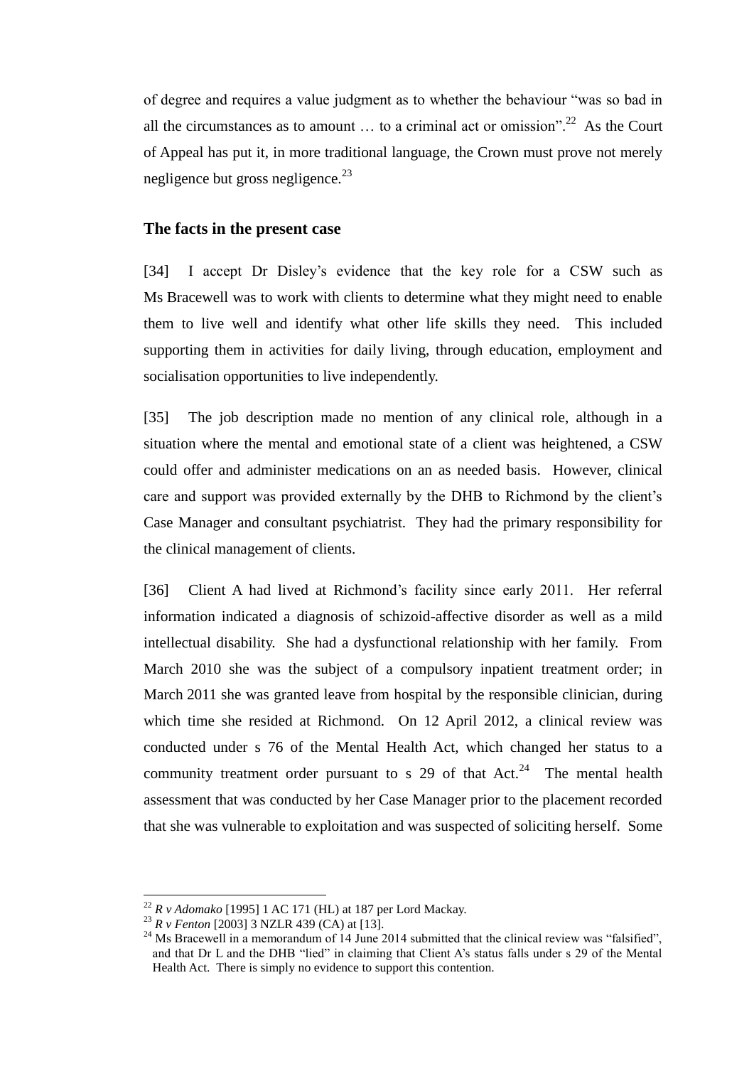of degree and requires a value judgment as to whether the behaviour "was so bad in all the circumstances as to amount … to a criminal act or omission".[22] As the Court of Appeal has put it, in more traditional language, the Crown must prove not merely negligence but gross negligence.[23]

## The facts in the present case

[34] I accept Dr Disley's evidence that the key role for a CSW such as Ms Bracewell was to work with clients to determine what they might need to enable them to live well and identify what other life skills they need. This included supporting them in activities for daily living, through education, employment and socialisation opportunities to live independently.

[35] The job description made no mention of any clinical role, although in a situation where the mental and emotional state of a client was heightened, a CSW could offer and administer medications on an as needed basis. However, clinical care and support was provided externally by the DHB to Richmond by the client's Case Manager and consultant psychiatrist. They had the primary responsibility for the clinical management of clients.

[36] Client A had lived at Richmond's facility since early 2011. Her referral information indicated a diagnosis of schizoid-affective disorder as well as a mild intellectual disability. She had a dysfunctional relationship with her family. From March 2010 she was the subject of a compulsory inpatient treatment order; in March 2011 she was granted leave from hospital by the responsible clinician, during which time she resided at Richmond. On 12 April 2012, a clinical review was conducted under s 76 of the Mental Health Act, which changed her status to a community treatment order pursuant to s 29 of that Act.[24] The mental health assessment that was conducted by her Case Manager prior to the placement recorded that she was vulnerable to exploitation and was suspected of soliciting herself. Some

---

[22] *R v Adomako* [1995] 1 AC 171 (HL) at 187 per Lord Mackay.

[23] *R v Fenton* [2003] 3 NZLR 439 (CA) at [13].

[24] Ms Bracewell in a memorandum of 14 June 2014 submitted that the clinical review was "falsified", and that Dr L and the DHB "lied" in claiming that Client A's status falls under s 29 of the Mental Health Act. There is simply no evidence to support this contention.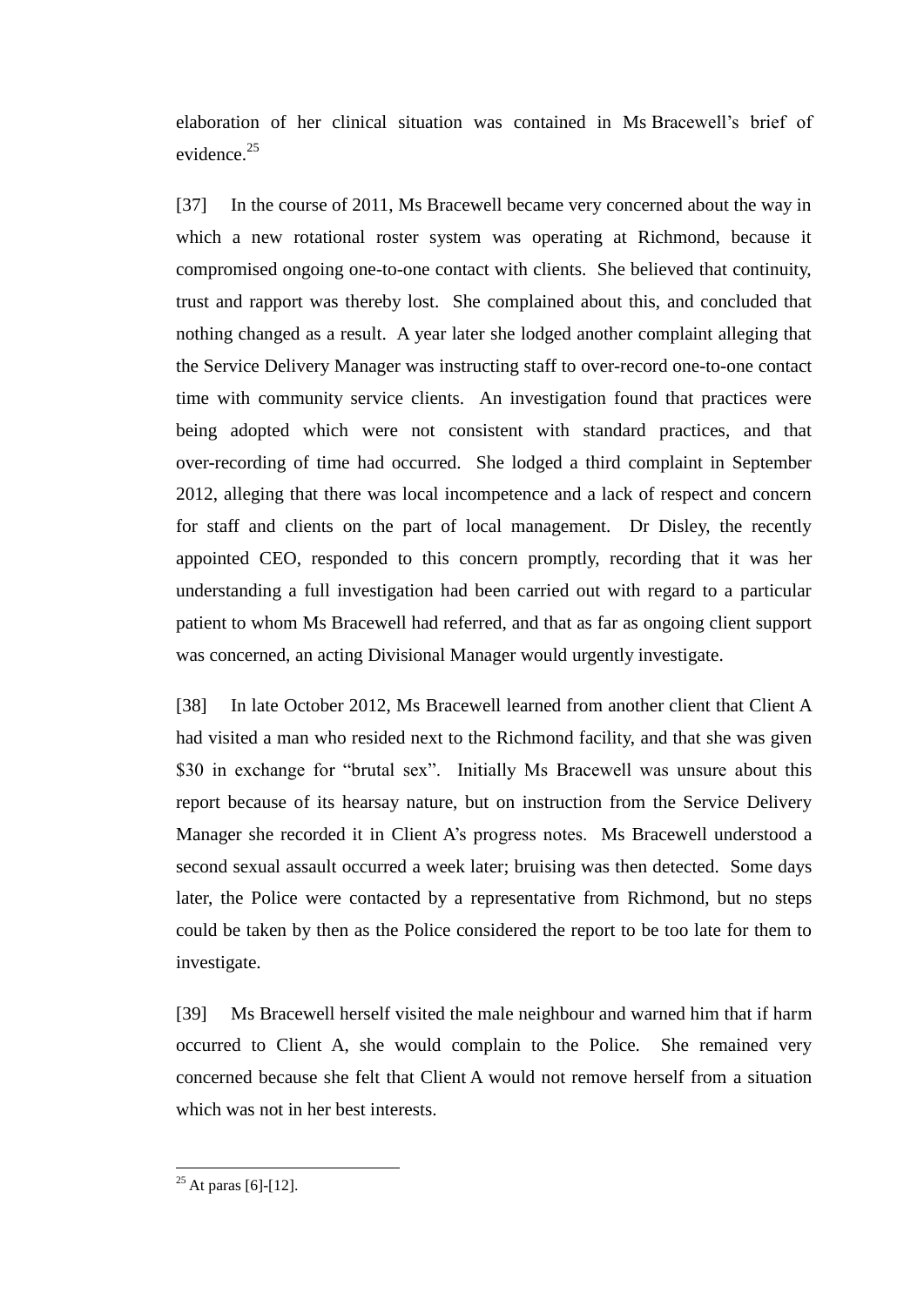elaboration of her clinical situation was contained in Ms Bracewell's brief of evidence.[25]

[37] In the course of 2011, Ms Bracewell became very concerned about the way in which a new rotational roster system was operating at Richmond, because it compromised ongoing one-to-one contact with clients. She believed that continuity, trust and rapport was thereby lost. She complained about this, and concluded that nothing changed as a result. A year later she lodged another complaint alleging that the Service Delivery Manager was instructing staff to over-record one-to-one contact time with community service clients. An investigation found that practices were being adopted which were not consistent with standard practices, and that over-recording of time had occurred. She lodged a third complaint in September 2012, alleging that there was local incompetence and a lack of respect and concern for staff and clients on the part of local management. Dr Disley, the recently appointed CEO, responded to this concern promptly, recording that it was her understanding a full investigation had been carried out with regard to a particular patient to whom Ms Bracewell had referred, and that as far as ongoing client support was concerned, an acting Divisional Manager would urgently investigate.

[38] In late October 2012, Ms Bracewell learned from another client that Client A had visited a man who resided next to the Richmond facility, and that she was given $30 in exchange for "brutal sex". Initially Ms Bracewell was unsure about this report because of its hearsay nature, but on instruction from the Service Delivery Manager she recorded it in Client A's progress notes. Ms Bracewell understood a second sexual assault occurred a week later; bruising was then detected. Some days later, the Police were contacted by a representative from Richmond, but no steps could be taken by then as the Police considered the report to be too late for them to investigate.

[39] Ms Bracewell herself visited the male neighbour and warned him that if harm occurred to Client A, she would complain to the Police. She remained very concerned because she felt that Client A would not remove herself from a situation which was not in her best interests.

---

[25] At paras [6]-[12].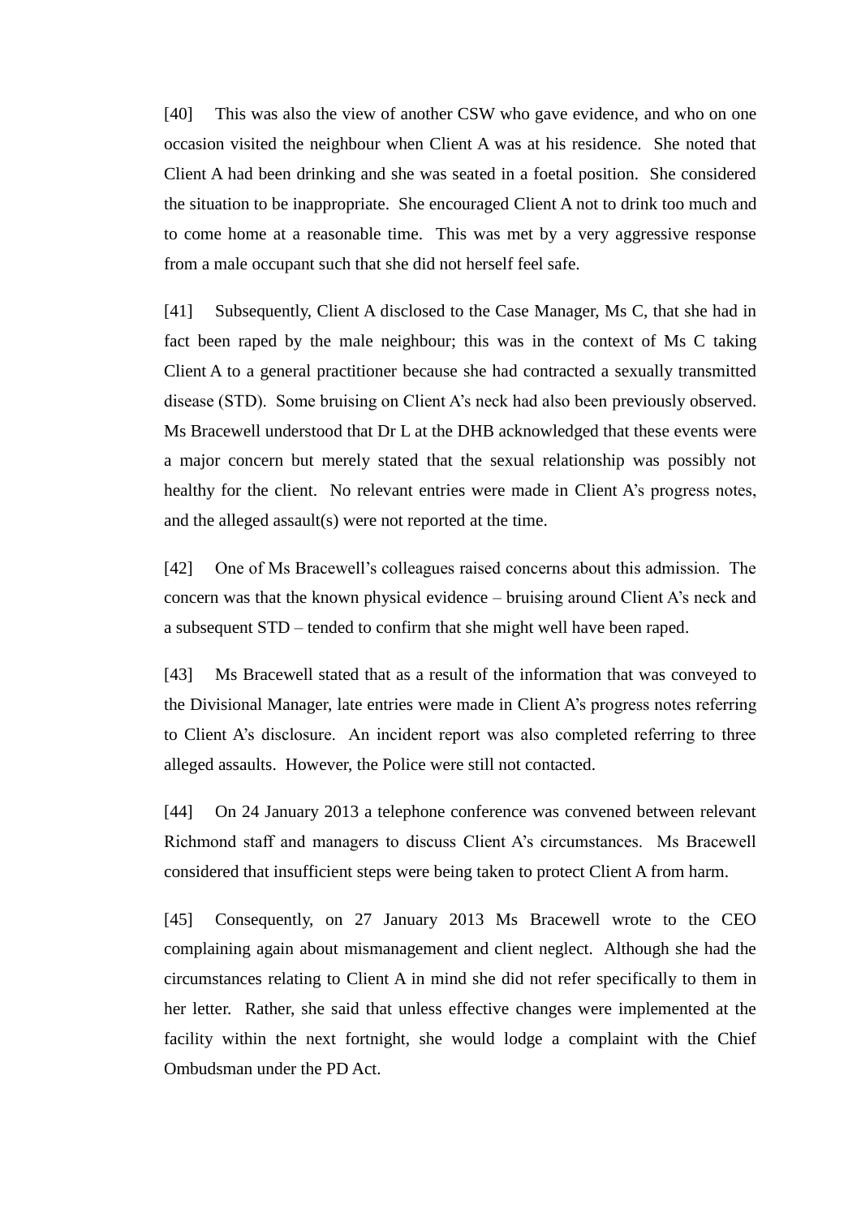[40] This was also the view of another CSW who gave evidence, and who on one occasion visited the neighbour when Client A was at his residence. She noted that Client A had been drinking and she was seated in a foetal position. She considered the situation to be inappropriate. She encouraged Client A not to drink too much and to come home at a reasonable time. This was met by a very aggressive response from a male occupant such that she did not herself feel safe.

[41] Subsequently, Client A disclosed to the Case Manager, Ms C, that she had in fact been raped by the male neighbour; this was in the context of Ms C taking Client A to a general practitioner because she had contracted a sexually transmitted disease (STD). Some bruising on Client A's neck had also been previously observed. Ms Bracewell understood that Dr L at the DHB acknowledged that these events were a major concern but merely stated that the sexual relationship was possibly not healthy for the client. No relevant entries were made in Client A's progress notes, and the alleged assault(s) were not reported at the time.

[42] One of Ms Bracewell's colleagues raised concerns about this admission. The concern was that the known physical evidence – bruising around Client A's neck and a subsequent STD – tended to confirm that she might well have been raped.

[43] Ms Bracewell stated that as a result of the information that was conveyed to the Divisional Manager, late entries were made in Client A's progress notes referring to Client A's disclosure. An incident report was also completed referring to three alleged assaults. However, the Police were still not contacted.

[44] On 24 January 2013 a telephone conference was convened between relevant Richmond staff and managers to discuss Client A's circumstances. Ms Bracewell considered that insufficient steps were being taken to protect Client A from harm.

[45] Consequently, on 27 January 2013 Ms Bracewell wrote to the CEO complaining again about mismanagement and client neglect. Although she had the circumstances relating to Client A in mind she did not refer specifically to them in her letter. Rather, she said that unless effective changes were implemented at the facility within the next fortnight, she would lodge a complaint with the Chief Ombudsman under the PD Act.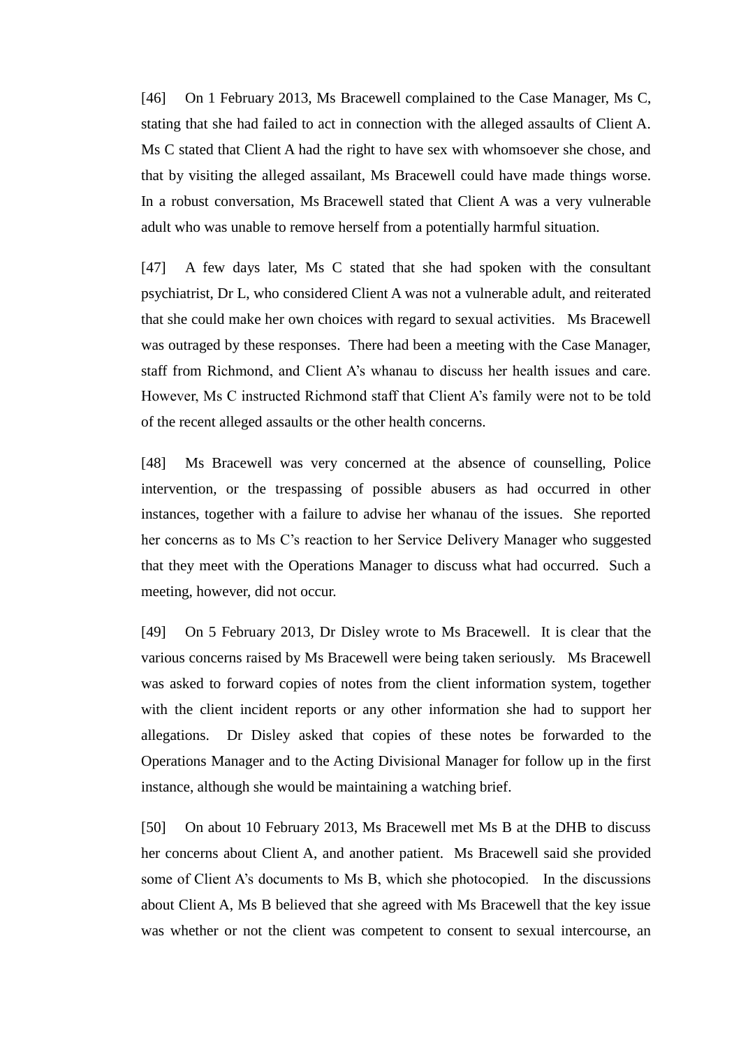[46] On 1 February 2013, Ms Bracewell complained to the Case Manager, Ms C, stating that she had failed to act in connection with the alleged assaults of Client A. Ms C stated that Client A had the right to have sex with whomsoever she chose, and that by visiting the alleged assailant, Ms Bracewell could have made things worse. In a robust conversation, Ms Bracewell stated that Client A was a very vulnerable adult who was unable to remove herself from a potentially harmful situation.

[47] A few days later, Ms C stated that she had spoken with the consultant psychiatrist, Dr L, who considered Client A was not a vulnerable adult, and reiterated that she could make her own choices with regard to sexual activities. Ms Bracewell was outraged by these responses. There had been a meeting with the Case Manager, staff from Richmond, and Client A's whanau to discuss her health issues and care. However, Ms C instructed Richmond staff that Client A's family were not to be told of the recent alleged assaults or the other health concerns.

[48] Ms Bracewell was very concerned at the absence of counselling, Police intervention, or the trespassing of possible abusers as had occurred in other instances, together with a failure to advise her whanau of the issues. She reported her concerns as to Ms C's reaction to her Service Delivery Manager who suggested that they meet with the Operations Manager to discuss what had occurred. Such a meeting, however, did not occur.

[49] On 5 February 2013, Dr Disley wrote to Ms Bracewell. It is clear that the various concerns raised by Ms Bracewell were being taken seriously. Ms Bracewell was asked to forward copies of notes from the client information system, together with the client incident reports or any other information she had to support her allegations. Dr Disley asked that copies of these notes be forwarded to the Operations Manager and to the Acting Divisional Manager for follow up in the first instance, although she would be maintaining a watching brief.

[50] On about 10 February 2013, Ms Bracewell met Ms B at the DHB to discuss her concerns about Client A, and another patient. Ms Bracewell said she provided some of Client A's documents to Ms B, which she photocopied. In the discussions about Client A, Ms B believed that she agreed with Ms Bracewell that the key issue was whether or not the client was competent to consent to sexual intercourse, an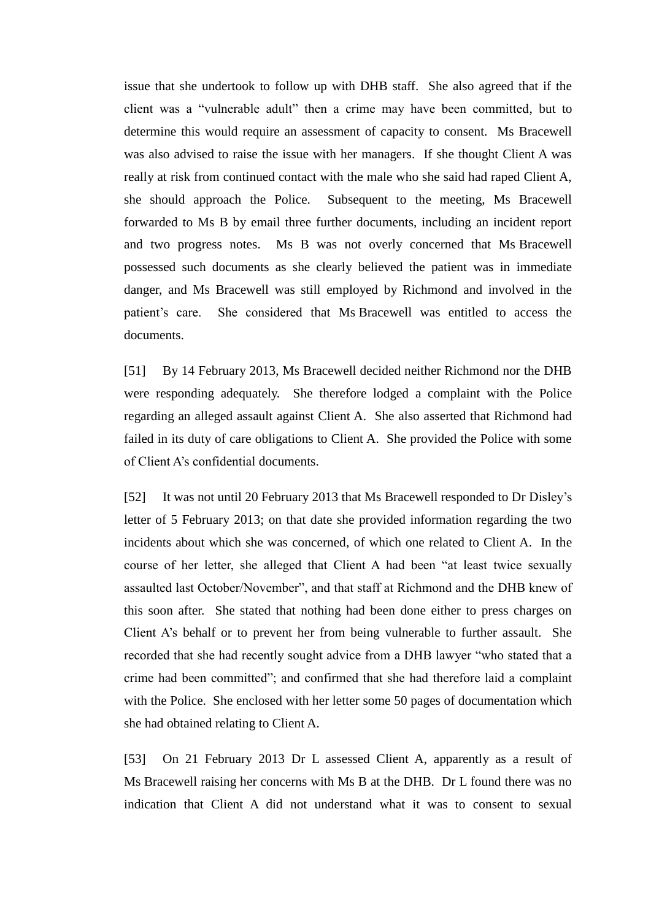issue that she undertook to follow up with DHB staff. She also agreed that if the client was a "vulnerable adult" then a crime may have been committed, but to determine this would require an assessment of capacity to consent. Ms Bracewell was also advised to raise the issue with her managers. If she thought Client A was really at risk from continued contact with the male who she said had raped Client A, she should approach the Police. Subsequent to the meeting, Ms Bracewell forwarded to Ms B by email three further documents, including an incident report and two progress notes. Ms B was not overly concerned that Ms Bracewell possessed such documents as she clearly believed the patient was in immediate danger, and Ms Bracewell was still employed by Richmond and involved in the patient's care. She considered that Ms Bracewell was entitled to access the documents.

[51] By 14 February 2013, Ms Bracewell decided neither Richmond nor the DHB were responding adequately. She therefore lodged a complaint with the Police regarding an alleged assault against Client A. She also asserted that Richmond had failed in its duty of care obligations to Client A. She provided the Police with some of Client A's confidential documents.

[52] It was not until 20 February 2013 that Ms Bracewell responded to Dr Disley's letter of 5 February 2013; on that date she provided information regarding the two incidents about which she was concerned, of which one related to Client A. In the course of her letter, she alleged that Client A had been "at least twice sexually assaulted last October/November", and that staff at Richmond and the DHB knew of this soon after. She stated that nothing had been done either to press charges on Client A's behalf or to prevent her from being vulnerable to further assault. She recorded that she had recently sought advice from a DHB lawyer "who stated that a crime had been committed"; and confirmed that she had therefore laid a complaint with the Police. She enclosed with her letter some 50 pages of documentation which she had obtained relating to Client A.

[53] On 21 February 2013 Dr L assessed Client A, apparently as a result of Ms Bracewell raising her concerns with Ms B at the DHB. Dr L found there was no indication that Client A did not understand what it was to consent to sexual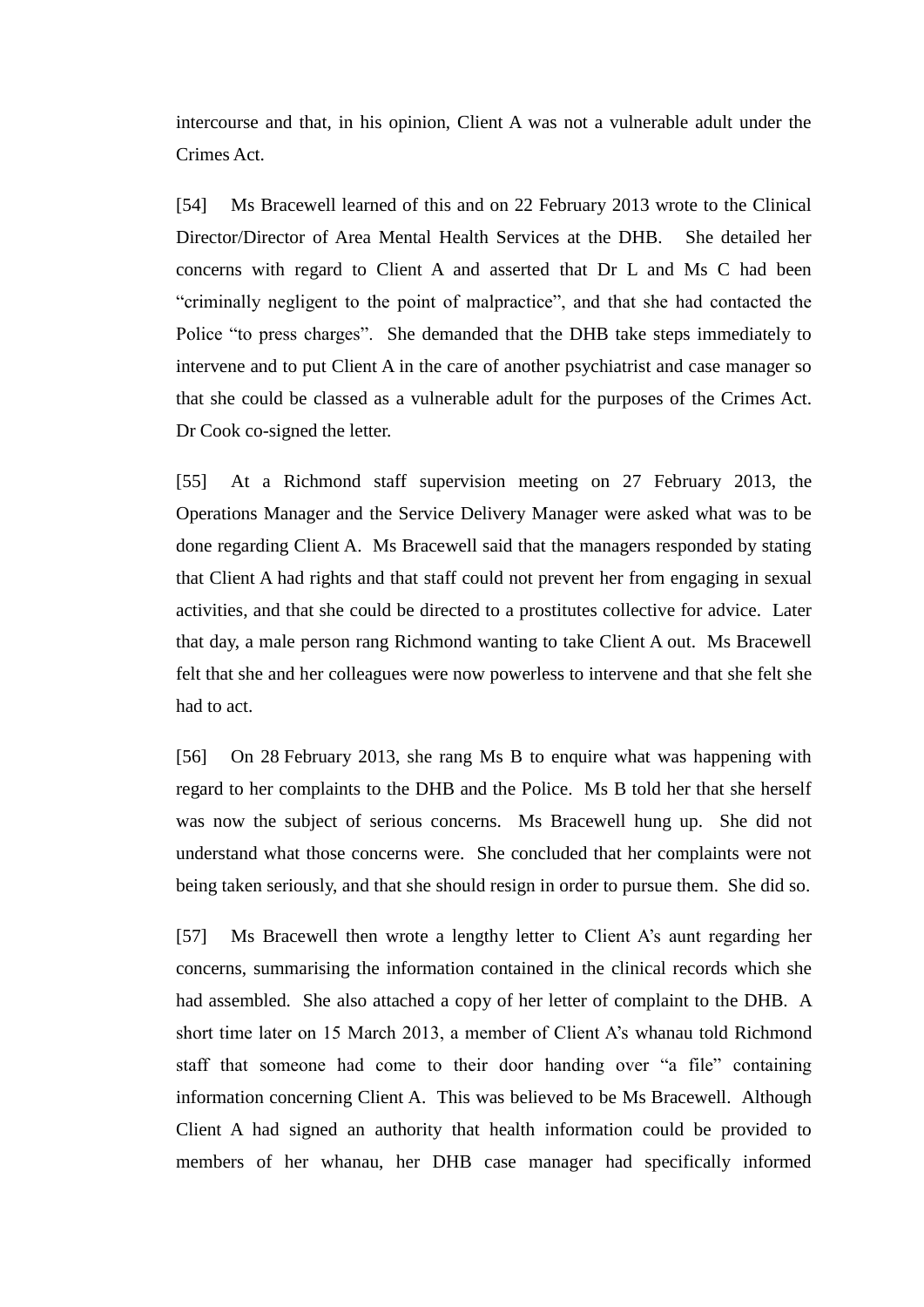intercourse and that, in his opinion, Client A was not a vulnerable adult under the Crimes Act.

[54] Ms Bracewell learned of this and on 22 February 2013 wrote to the Clinical Director/Director of Area Mental Health Services at the DHB. She detailed her concerns with regard to Client A and asserted that Dr L and Ms C had been "criminally negligent to the point of malpractice", and that she had contacted the Police "to press charges". She demanded that the DHB take steps immediately to intervene and to put Client A in the care of another psychiatrist and case manager so that she could be classed as a vulnerable adult for the purposes of the Crimes Act. Dr Cook co-signed the letter.

[55] At a Richmond staff supervision meeting on 27 February 2013, the Operations Manager and the Service Delivery Manager were asked what was to be done regarding Client A. Ms Bracewell said that the managers responded by stating that Client A had rights and that staff could not prevent her from engaging in sexual activities, and that she could be directed to a prostitutes collective for advice. Later that day, a male person rang Richmond wanting to take Client A out. Ms Bracewell felt that she and her colleagues were now powerless to intervene and that she felt she had to act.

[56] On 28 February 2013, she rang Ms B to enquire what was happening with regard to her complaints to the DHB and the Police. Ms B told her that she herself was now the subject of serious concerns. Ms Bracewell hung up. She did not understand what those concerns were. She concluded that her complaints were not being taken seriously, and that she should resign in order to pursue them. She did so.

[57] Ms Bracewell then wrote a lengthy letter to Client A's aunt regarding her concerns, summarising the information contained in the clinical records which she had assembled. She also attached a copy of her letter of complaint to the DHB. A short time later on 15 March 2013, a member of Client A's whanau told Richmond staff that someone had come to their door handing over "a file" containing information concerning Client A. This was believed to be Ms Bracewell. Although Client A had signed an authority that health information could be provided to members of her whanau, her DHB case manager had specifically informed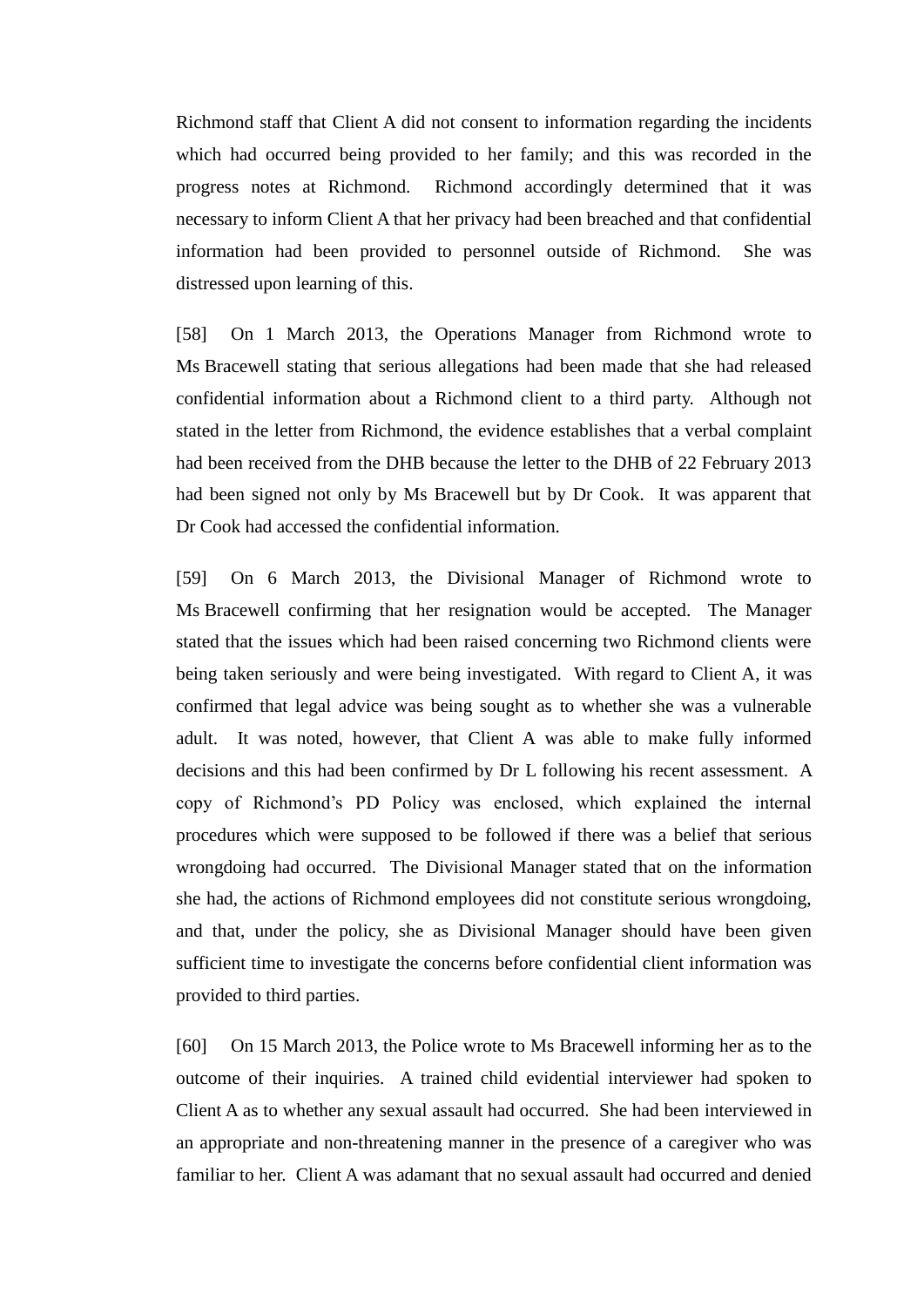Richmond staff that Client A did not consent to information regarding the incidents which had occurred being provided to her family; and this was recorded in the progress notes at Richmond. Richmond accordingly determined that it was necessary to inform Client A that her privacy had been breached and that confidential information had been provided to personnel outside of Richmond. She was distressed upon learning of this.

[58] On 1 March 2013, the Operations Manager from Richmond wrote to Ms Bracewell stating that serious allegations had been made that she had released confidential information about a Richmond client to a third party. Although not stated in the letter from Richmond, the evidence establishes that a verbal complaint had been received from the DHB because the letter to the DHB of 22 February 2013 had been signed not only by Ms Bracewell but by Dr Cook. It was apparent that Dr Cook had accessed the confidential information.

[59] On 6 March 2013, the Divisional Manager of Richmond wrote to Ms Bracewell confirming that her resignation would be accepted. The Manager stated that the issues which had been raised concerning two Richmond clients were being taken seriously and were being investigated. With regard to Client A, it was confirmed that legal advice was being sought as to whether she was a vulnerable adult. It was noted, however, that Client A was able to make fully informed decisions and this had been confirmed by Dr L following his recent assessment. A copy of Richmond's PD Policy was enclosed, which explained the internal procedures which were supposed to be followed if there was a belief that serious wrongdoing had occurred. The Divisional Manager stated that on the information she had, the actions of Richmond employees did not constitute serious wrongdoing, and that, under the policy, she as Divisional Manager should have been given sufficient time to investigate the concerns before confidential client information was provided to third parties.

[60] On 15 March 2013, the Police wrote to Ms Bracewell informing her as to the outcome of their inquiries. A trained child evidential interviewer had spoken to Client A as to whether any sexual assault had occurred. She had been interviewed in an appropriate and non-threatening manner in the presence of a caregiver who was familiar to her. Client A was adamant that no sexual assault had occurred and denied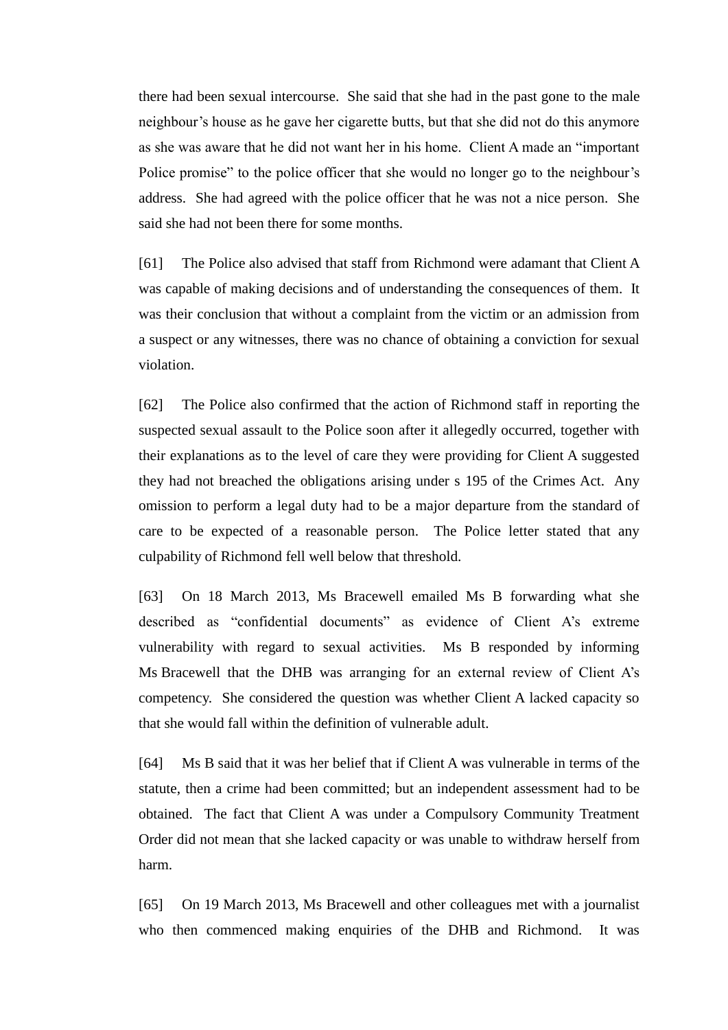there had been sexual intercourse. She said that she had in the past gone to the male neighbour's house as he gave her cigarette butts, but that she did not do this anymore as she was aware that he did not want her in his home. Client A made an "important Police promise" to the police officer that she would no longer go to the neighbour's address. She had agreed with the police officer that he was not a nice person. She said she had not been there for some months.

[61] The Police also advised that staff from Richmond were adamant that Client A was capable of making decisions and of understanding the consequences of them. It was their conclusion that without a complaint from the victim or an admission from a suspect or any witnesses, there was no chance of obtaining a conviction for sexual violation.

[62] The Police also confirmed that the action of Richmond staff in reporting the suspected sexual assault to the Police soon after it allegedly occurred, together with their explanations as to the level of care they were providing for Client A suggested they had not breached the obligations arising under s 195 of the Crimes Act. Any omission to perform a legal duty had to be a major departure from the standard of care to be expected of a reasonable person. The Police letter stated that any culpability of Richmond fell well below that threshold.

[63] On 18 March 2013, Ms Bracewell emailed Ms B forwarding what she described as "confidential documents" as evidence of Client A's extreme vulnerability with regard to sexual activities. Ms B responded by informing Ms Bracewell that the DHB was arranging for an external review of Client A's competency. She considered the question was whether Client A lacked capacity so that she would fall within the definition of vulnerable adult.

[64] Ms B said that it was her belief that if Client A was vulnerable in terms of the statute, then a crime had been committed; but an independent assessment had to be obtained. The fact that Client A was under a Compulsory Community Treatment Order did not mean that she lacked capacity or was unable to withdraw herself from harm.

[65] On 19 March 2013, Ms Bracewell and other colleagues met with a journalist who then commenced making enquiries of the DHB and Richmond. It was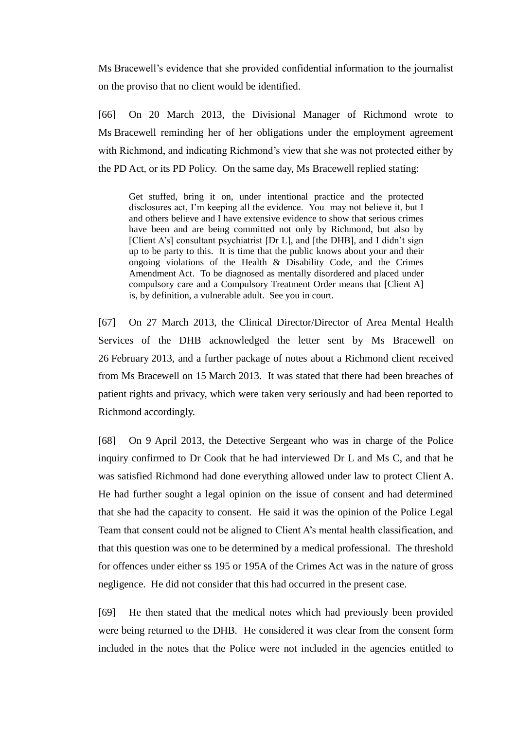Ms Bracewell's evidence that she provided confidential information to the journalist on the proviso that no client would be identified.

[66] On 20 March 2013, the Divisional Manager of Richmond wrote to Ms Bracewell reminding her of her obligations under the employment agreement with Richmond, and indicating Richmond's view that she was not protected either by the PD Act, or its PD Policy. On the same day, Ms Bracewell replied stating:

> Get stuffed, bring it on, under intentional practice and the protected disclosures act, I'm keeping all the evidence. You may not believe it, but I and others believe and I have extensive evidence to show that serious crimes have been and are being committed not only by Richmond, but also by [Client A's] consultant psychiatrist [Dr L], and [the DHB], and I didn't sign up to be party to this. It is time that the public knows about your and their ongoing violations of the Health & Disability Code, and the Crimes Amendment Act. To be diagnosed as mentally disordered and placed under compulsory care and a Compulsory Treatment Order means that [Client A] is, by definition, a vulnerable adult. See you in court.

[67] On 27 March 2013, the Clinical Director/Director of Area Mental Health Services of the DHB acknowledged the letter sent by Ms Bracewell on 26 February 2013, and a further package of notes about a Richmond client received from Ms Bracewell on 15 March 2013. It was stated that there had been breaches of patient rights and privacy, which were taken very seriously and had been reported to Richmond accordingly.

[68] On 9 April 2013, the Detective Sergeant who was in charge of the Police inquiry confirmed to Dr Cook that he had interviewed Dr L and Ms C, and that he was satisfied Richmond had done everything allowed under law to protect Client A. He had further sought a legal opinion on the issue of consent and had determined that she had the capacity to consent. He said it was the opinion of the Police Legal Team that consent could not be aligned to Client A's mental health classification, and that this question was one to be determined by a medical professional. The threshold for offences under either ss 195 or 195A of the Crimes Act was in the nature of gross negligence. He did not consider that this had occurred in the present case.

[69] He then stated that the medical notes which had previously been provided were being returned to the DHB. He considered it was clear from the consent form included in the notes that the Police were not included in the agencies entitled to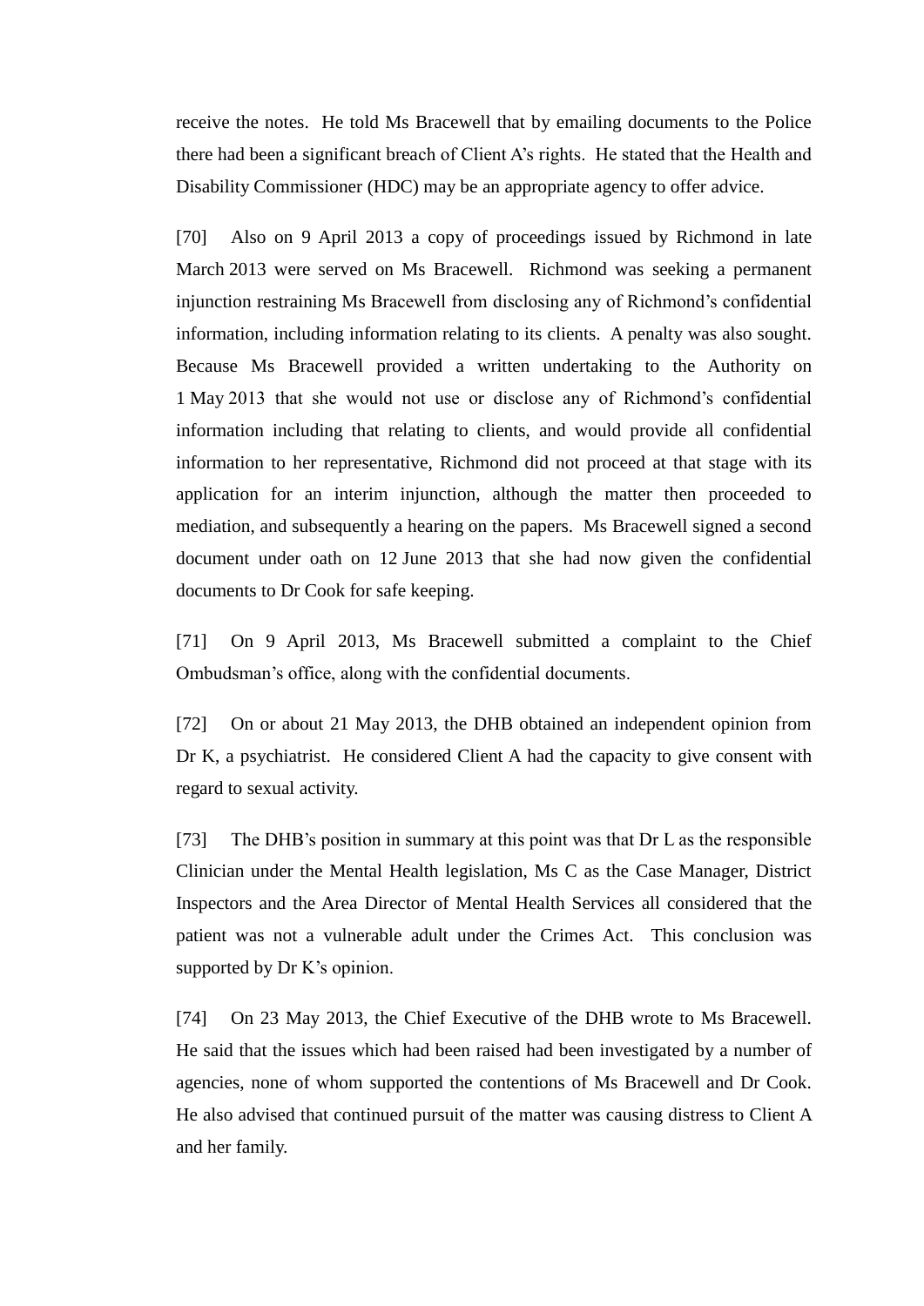receive the notes. He told Ms Bracewell that by emailing documents to the Police there had been a significant breach of Client A's rights. He stated that the Health and Disability Commissioner (HDC) may be an appropriate agency to offer advice.

[70] Also on 9 April 2013 a copy of proceedings issued by Richmond in late March 2013 were served on Ms Bracewell. Richmond was seeking a permanent injunction restraining Ms Bracewell from disclosing any of Richmond's confidential information, including information relating to its clients. A penalty was also sought. Because Ms Bracewell provided a written undertaking to the Authority on 1 May 2013 that she would not use or disclose any of Richmond's confidential information including that relating to clients, and would provide all confidential information to her representative, Richmond did not proceed at that stage with its application for an interim injunction, although the matter then proceeded to mediation, and subsequently a hearing on the papers. Ms Bracewell signed a second document under oath on 12 June 2013 that she had now given the confidential documents to Dr Cook for safe keeping.

[71] On 9 April 2013, Ms Bracewell submitted a complaint to the Chief Ombudsman's office, along with the confidential documents.

[72] On or about 21 May 2013, the DHB obtained an independent opinion from Dr K, a psychiatrist. He considered Client A had the capacity to give consent with regard to sexual activity.

[73] The DHB's position in summary at this point was that Dr L as the responsible Clinician under the Mental Health legislation, Ms C as the Case Manager, District Inspectors and the Area Director of Mental Health Services all considered that the patient was not a vulnerable adult under the Crimes Act. This conclusion was supported by Dr K's opinion.

[74] On 23 May 2013, the Chief Executive of the DHB wrote to Ms Bracewell. He said that the issues which had been raised had been investigated by a number of agencies, none of whom supported the contentions of Ms Bracewell and Dr Cook. He also advised that continued pursuit of the matter was causing distress to Client A and her family.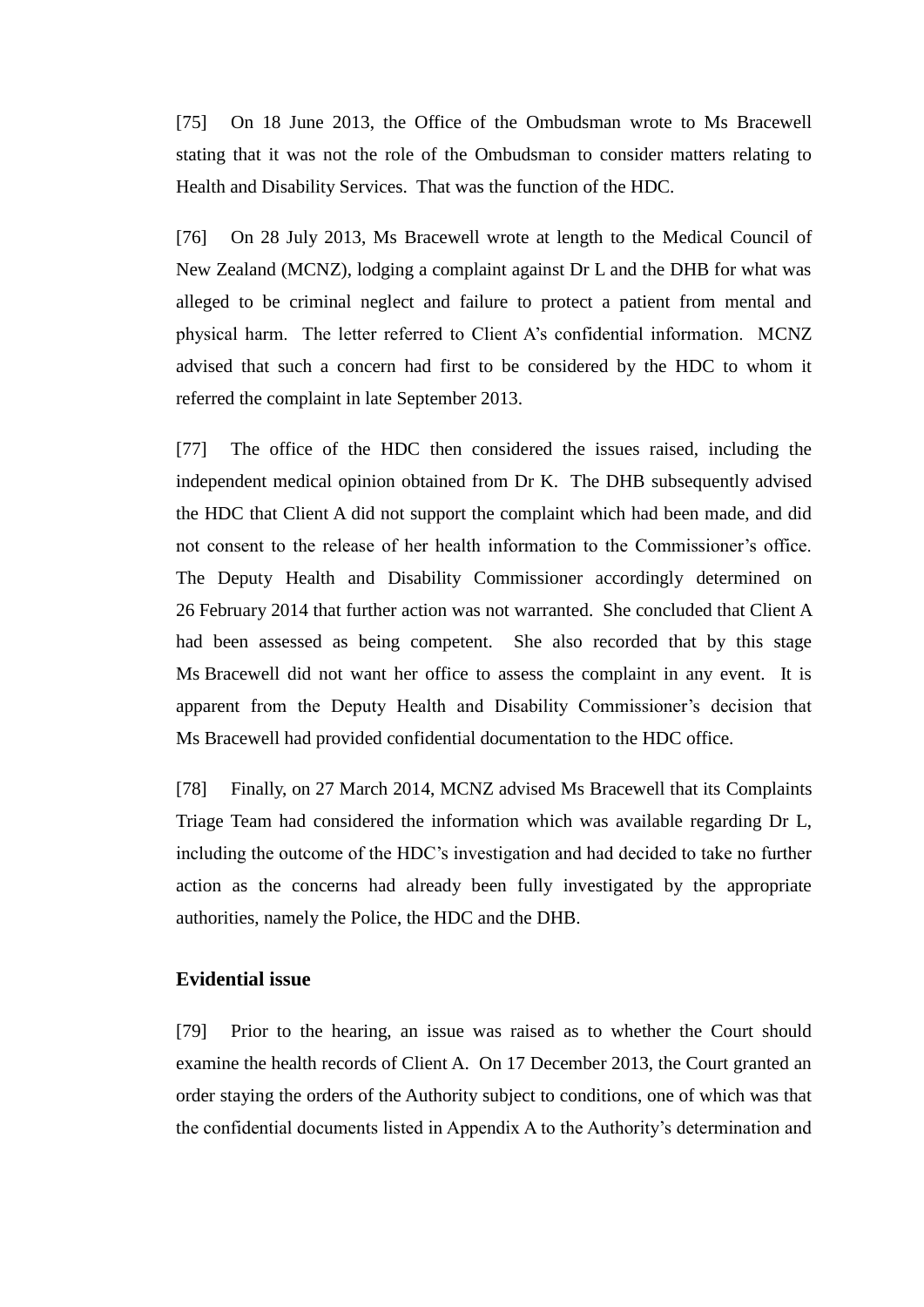[75] On 18 June 2013, the Office of the Ombudsman wrote to Ms Bracewell stating that it was not the role of the Ombudsman to consider matters relating to Health and Disability Services. That was the function of the HDC.

[76] On 28 July 2013, Ms Bracewell wrote at length to the Medical Council of New Zealand (MCNZ), lodging a complaint against Dr L and the DHB for what was alleged to be criminal neglect and failure to protect a patient from mental and physical harm. The letter referred to Client A's confidential information. MCNZ advised that such a concern had first to be considered by the HDC to whom it referred the complaint in late September 2013.

[77] The office of the HDC then considered the issues raised, including the independent medical opinion obtained from Dr K. The DHB subsequently advised the HDC that Client A did not support the complaint which had been made, and did not consent to the release of her health information to the Commissioner's office. The Deputy Health and Disability Commissioner accordingly determined on 26 February 2014 that further action was not warranted. She concluded that Client A had been assessed as being competent. She also recorded that by this stage Ms Bracewell did not want her office to assess the complaint in any event. It is apparent from the Deputy Health and Disability Commissioner's decision that Ms Bracewell had provided confidential documentation to the HDC office.

[78] Finally, on 27 March 2014, MCNZ advised Ms Bracewell that its Complaints Triage Team had considered the information which was available regarding Dr L, including the outcome of the HDC's investigation and had decided to take no further action as the concerns had already been fully investigated by the appropriate authorities, namely the Police, the HDC and the DHB.

## Evidential issue

[79] Prior to the hearing, an issue was raised as to whether the Court should examine the health records of Client A. On 17 December 2013, the Court granted an order staying the orders of the Authority subject to conditions, one of which was that the confidential documents listed in Appendix A to the Authority's determination and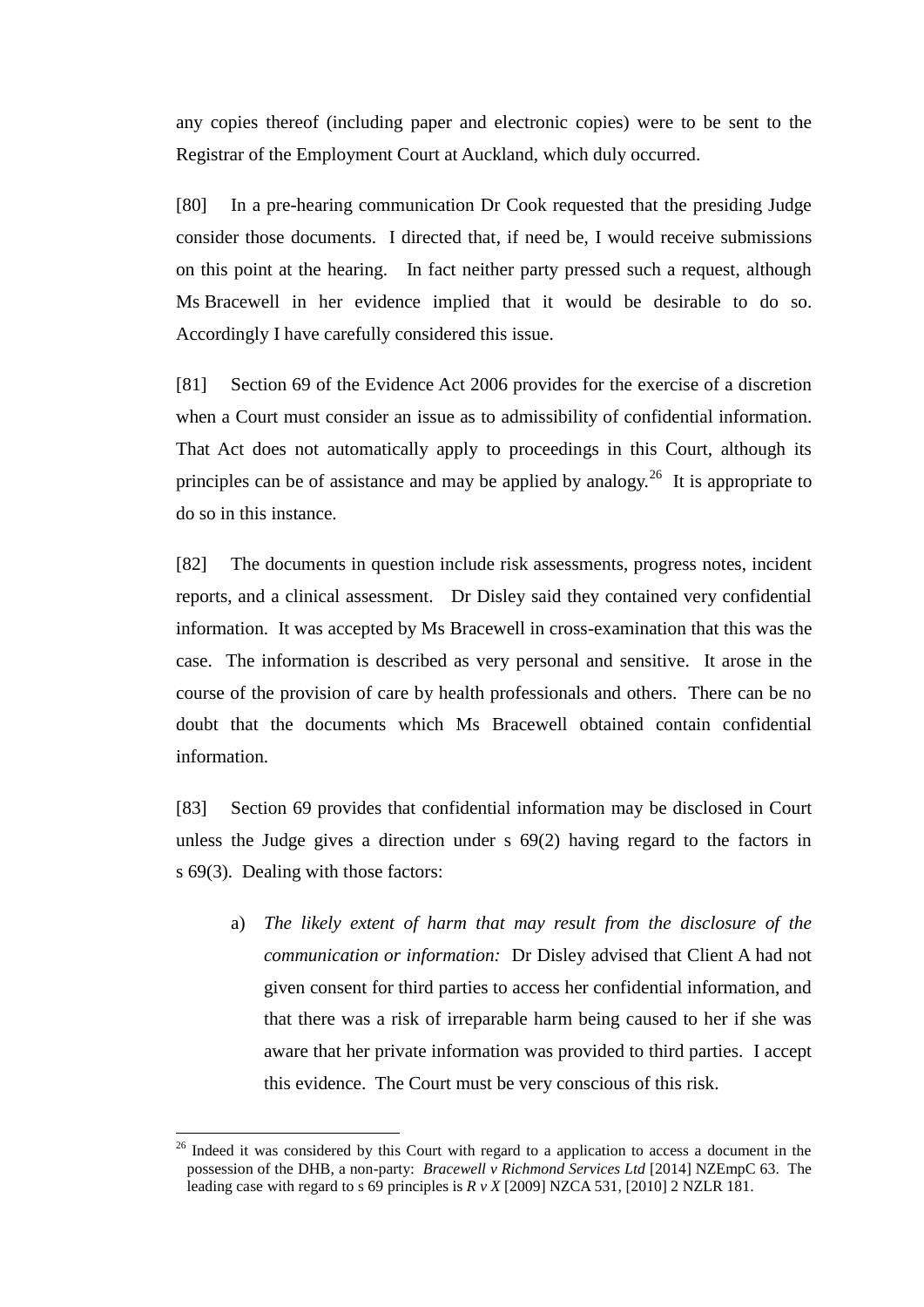any copies thereof (including paper and electronic copies) were to be sent to the Registrar of the Employment Court at Auckland, which duly occurred.

[80] In a pre-hearing communication Dr Cook requested that the presiding Judge consider those documents. I directed that, if need be, I would receive submissions on this point at the hearing. In fact neither party pressed such a request, although Ms Bracewell in her evidence implied that it would be desirable to do so. Accordingly I have carefully considered this issue.

[81] Section 69 of the Evidence Act 2006 provides for the exercise of a discretion when a Court must consider an issue as to admissibility of confidential information. That Act does not automatically apply to proceedings in this Court, although its principles can be of assistance and may be applied by analogy.[26] It is appropriate to do so in this instance.

[82] The documents in question include risk assessments, progress notes, incident reports, and a clinical assessment. Dr Disley said they contained very confidential information. It was accepted by Ms Bracewell in cross-examination that this was the case. The information is described as very personal and sensitive. It arose in the course of the provision of care by health professionals and others. There can be no doubt that the documents which Ms Bracewell obtained contain confidential information.

[83] Section 69 provides that confidential information may be disclosed in Court unless the Judge gives a direction under s 69(2) having regard to the factors in s 69(3). Dealing with those factors:

a) *The likely extent of harm that may result from the disclosure of the communication or information:* Dr Disley advised that Client A had not given consent for third parties to access her confidential information, and that there was a risk of irreparable harm being caused to her if she was aware that her private information was provided to third parties. I accept this evidence. The Court must be very conscious of this risk.

---

[26] Indeed it was considered by this Court with regard to a application to access a document in the possession of the DHB, a non-party: *Bracewell v Richmond Services Ltd* [2014] NZEmpC 63. The leading case with regard to s 69 principles is *R v X* [2009] NZCA 531, [2010] 2 NZLR 181.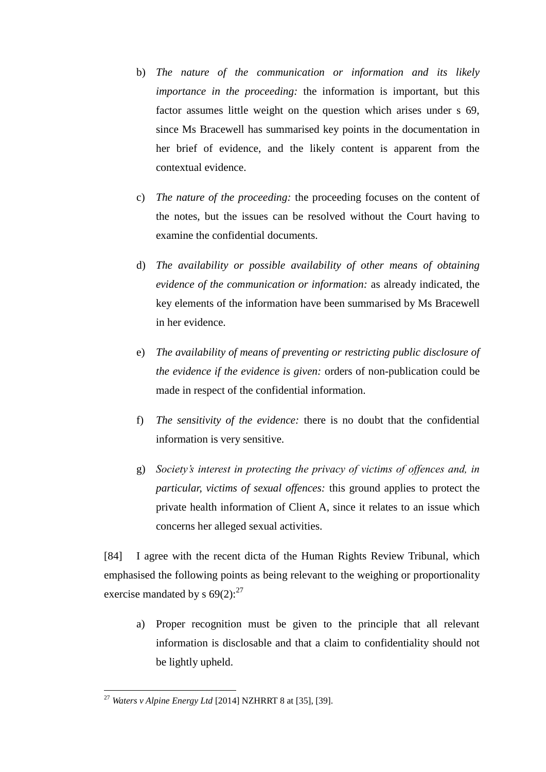b) *The nature of the communication or information and its likely importance in the proceeding:* the information is important, but this factor assumes little weight on the question which arises under s 69, since Ms Bracewell has summarised key points in the documentation in her brief of evidence, and the likely content is apparent from the contextual evidence.

c) *The nature of the proceeding:* the proceeding focuses on the content of the notes, but the issues can be resolved without the Court having to examine the confidential documents.

d) *The availability or possible availability of other means of obtaining evidence of the communication or information:* as already indicated, the key elements of the information have been summarised by Ms Bracewell in her evidence.

e) *The availability of means of preventing or restricting public disclosure of the evidence if the evidence is given:* orders of non-publication could be made in respect of the confidential information.

f) *The sensitivity of the evidence:* there is no doubt that the confidential information is very sensitive.

g) *Society's interest in protecting the privacy of victims of offences and, in particular, victims of sexual offences:* this ground applies to protect the private health information of Client A, since it relates to an issue which concerns her alleged sexual activities.

[84] I agree with the recent dicta of the Human Rights Review Tribunal, which emphasised the following points as being relevant to the weighing or proportionality exercise mandated by s 69(2):[27]

a) Proper recognition must be given to the principle that all relevant information is disclosable and that a claim to confidentiality should not be lightly upheld.

---

[27] *Waters v Alpine Energy Ltd* [2014] NZHRRT 8 at [35], [39].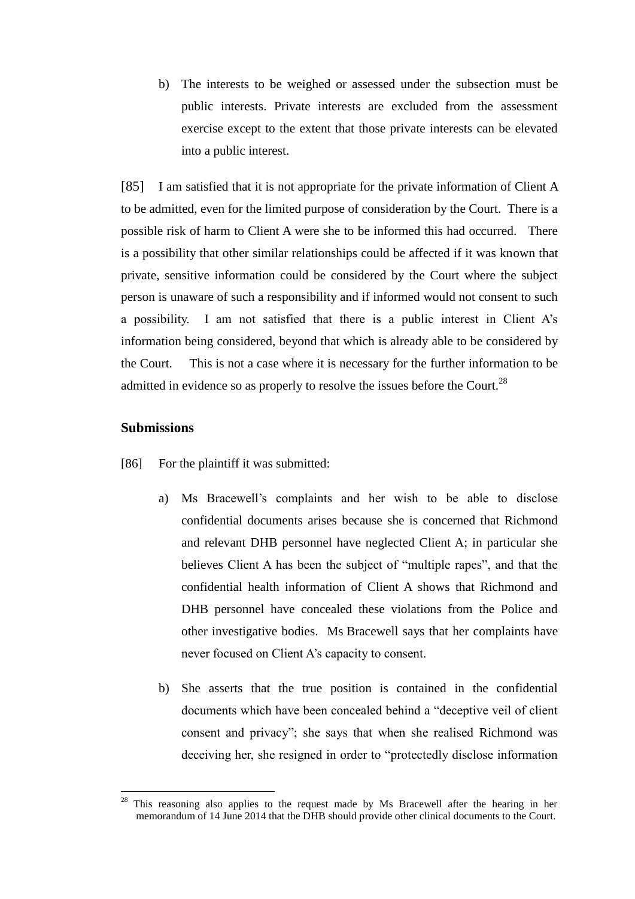b) The interests to be weighed or assessed under the subsection must be public interests. Private interests are excluded from the assessment exercise except to the extent that those private interests can be elevated into a public interest.

[85] I am satisfied that it is not appropriate for the private information of Client A to be admitted, even for the limited purpose of consideration by the Court. There is a possible risk of harm to Client A were she to be informed this had occurred. There is a possibility that other similar relationships could be affected if it was known that private, sensitive information could be considered by the Court where the subject person is unaware of such a responsibility and if informed would not consent to such a possibility. I am not satisfied that there is a public interest in Client A's information being considered, beyond that which is already able to be considered by the Court. This is not a case where it is necessary for the further information to be admitted in evidence so as properly to resolve the issues before the Court.[28]

## Submissions

[86] For the plaintiff it was submitted:

a) Ms Bracewell's complaints and her wish to be able to disclose confidential documents arises because she is concerned that Richmond and relevant DHB personnel have neglected Client A; in particular she believes Client A has been the subject of "multiple rapes", and that the confidential health information of Client A shows that Richmond and DHB personnel have concealed these violations from the Police and other investigative bodies. Ms Bracewell says that her complaints have never focused on Client A's capacity to consent.

b) She asserts that the true position is contained in the confidential documents which have been concealed behind a "deceptive veil of client consent and privacy"; she says that when she realised Richmond was deceiving her, she resigned in order to "protectedly disclose information

[28] This reasoning also applies to the request made by Ms Bracewell after the hearing in her memorandum of 14 June 2014 that the DHB should provide other clinical documents to the Court.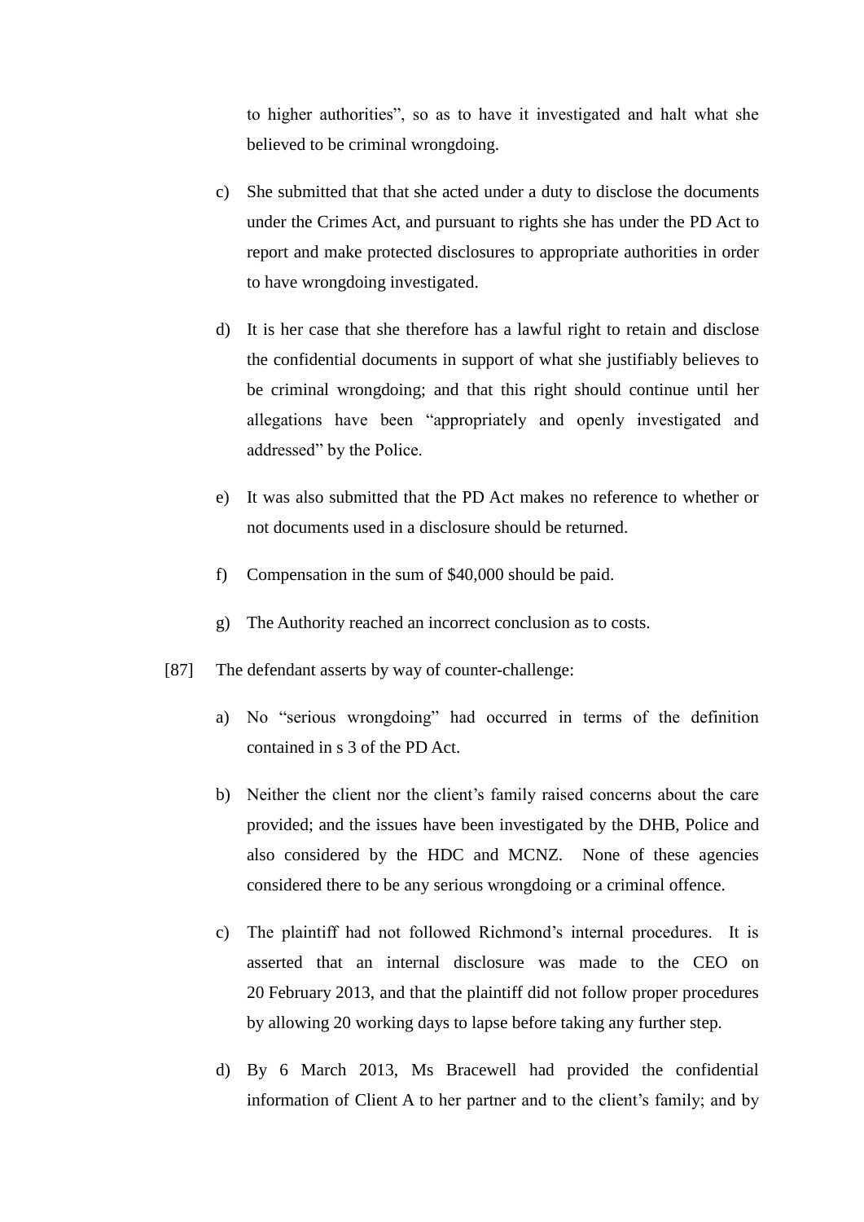to higher authorities", so as to have it investigated and halt what she believed to be criminal wrongdoing.

c) She submitted that that she acted under a duty to disclose the documents under the Crimes Act, and pursuant to rights she has under the PD Act to report and make protected disclosures to appropriate authorities in order to have wrongdoing investigated.

d) It is her case that she therefore has a lawful right to retain and disclose the confidential documents in support of what she justifiably believes to be criminal wrongdoing; and that this right should continue until her allegations have been "appropriately and openly investigated and addressed" by the Police.

e) It was also submitted that the PD Act makes no reference to whether or not documents used in a disclosure should be returned.

f) Compensation in the sum of $40,000 should be paid.

g) The Authority reached an incorrect conclusion as to costs.

[87] The defendant asserts by way of counter-challenge:

a) No "serious wrongdoing" had occurred in terms of the definition contained in s 3 of the PD Act.

b) Neither the client nor the client's family raised concerns about the care provided; and the issues have been investigated by the DHB, Police and also considered by the HDC and MCNZ. None of these agencies considered there to be any serious wrongdoing or a criminal offence.

c) The plaintiff had not followed Richmond's internal procedures. It is asserted that an internal disclosure was made to the CEO on 20 February 2013, and that the plaintiff did not follow proper procedures by allowing 20 working days to lapse before taking any further step.

d) By 6 March 2013, Ms Bracewell had provided the confidential information of Client A to her partner and to the client's family; and by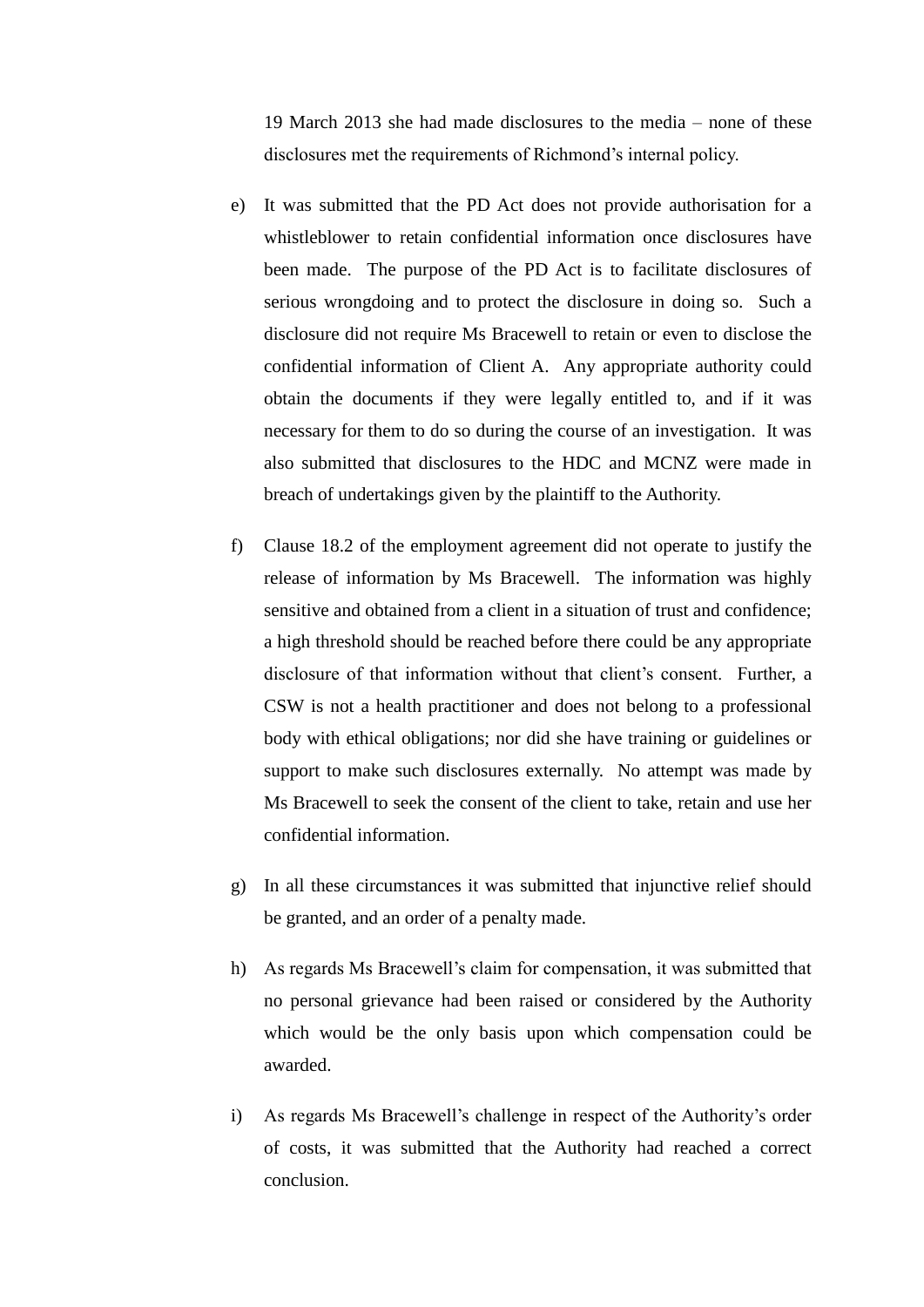19 March 2013 she had made disclosures to the media – none of these disclosures met the requirements of Richmond's internal policy.

e) It was submitted that the PD Act does not provide authorisation for a whistleblower to retain confidential information once disclosures have been made. The purpose of the PD Act is to facilitate disclosures of serious wrongdoing and to protect the disclosure in doing so. Such a disclosure did not require Ms Bracewell to retain or even to disclose the confidential information of Client A. Any appropriate authority could obtain the documents if they were legally entitled to, and if it was necessary for them to do so during the course of an investigation. It was also submitted that disclosures to the HDC and MCNZ were made in breach of undertakings given by the plaintiff to the Authority.

f) Clause 18.2 of the employment agreement did not operate to justify the release of information by Ms Bracewell. The information was highly sensitive and obtained from a client in a situation of trust and confidence; a high threshold should be reached before there could be any appropriate disclosure of that information without that client's consent. Further, a CSW is not a health practitioner and does not belong to a professional body with ethical obligations; nor did she have training or guidelines or support to make such disclosures externally. No attempt was made by Ms Bracewell to seek the consent of the client to take, retain and use her confidential information.

g) In all these circumstances it was submitted that injunctive relief should be granted, and an order of a penalty made.

h) As regards Ms Bracewell's claim for compensation, it was submitted that no personal grievance had been raised or considered by the Authority which would be the only basis upon which compensation could be awarded.

i) As regards Ms Bracewell's challenge in respect of the Authority's order of costs, it was submitted that the Authority had reached a correct conclusion.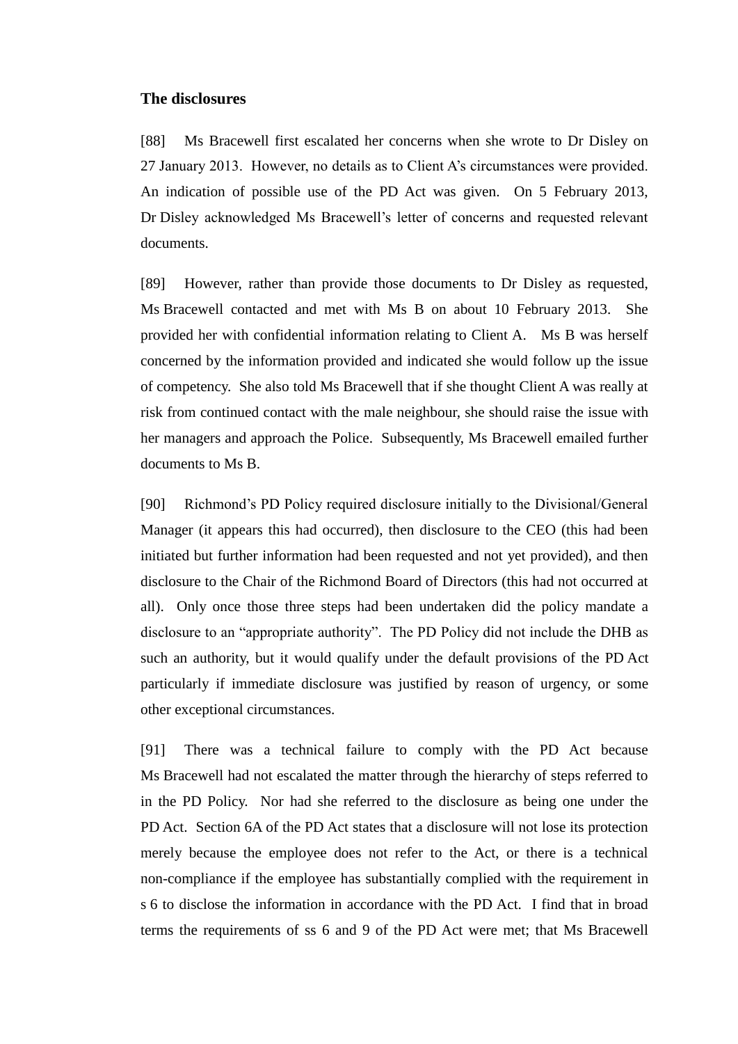### The disclosures

[88] Ms Bracewell first escalated her concerns when she wrote to Dr Disley on 27 January 2013. However, no details as to Client A's circumstances were provided. An indication of possible use of the PD Act was given. On 5 February 2013, Dr Disley acknowledged Ms Bracewell's letter of concerns and requested relevant documents.

[89] However, rather than provide those documents to Dr Disley as requested, Ms Bracewell contacted and met with Ms B on about 10 February 2013. She provided her with confidential information relating to Client A. Ms B was herself concerned by the information provided and indicated she would follow up the issue of competency. She also told Ms Bracewell that if she thought Client A was really at risk from continued contact with the male neighbour, she should raise the issue with her managers and approach the Police. Subsequently, Ms Bracewell emailed further documents to Ms B.

[90] Richmond's PD Policy required disclosure initially to the Divisional/General Manager (it appears this had occurred), then disclosure to the CEO (this had been initiated but further information had been requested and not yet provided), and then disclosure to the Chair of the Richmond Board of Directors (this had not occurred at all). Only once those three steps had been undertaken did the policy mandate a disclosure to an "appropriate authority". The PD Policy did not include the DHB as such an authority, but it would qualify under the default provisions of the PD Act particularly if immediate disclosure was justified by reason of urgency, or some other exceptional circumstances.

[91] There was a technical failure to comply with the PD Act because Ms Bracewell had not escalated the matter through the hierarchy of steps referred to in the PD Policy. Nor had she referred to the disclosure as being one under the PD Act. Section 6A of the PD Act states that a disclosure will not lose its protection merely because the employee does not refer to the Act, or there is a technical non-compliance if the employee has substantially complied with the requirement in s 6 to disclose the information in accordance with the PD Act. I find that in broad terms the requirements of ss 6 and 9 of the PD Act were met; that Ms Bracewell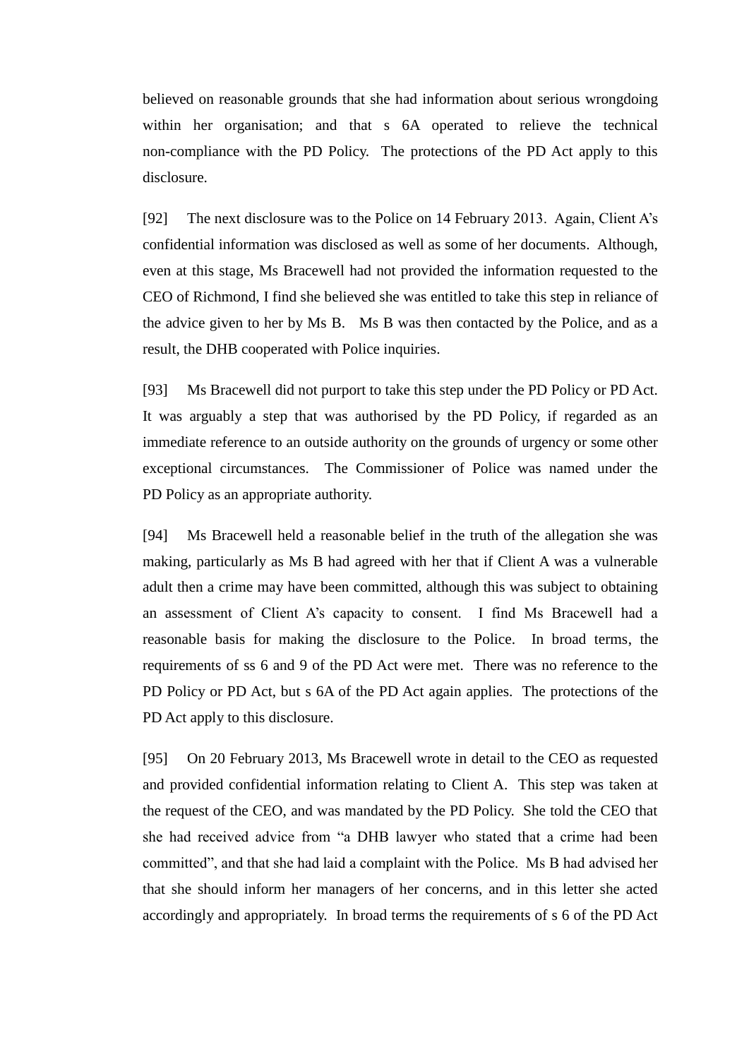believed on reasonable grounds that she had information about serious wrongdoing within her organisation; and that s 6A operated to relieve the technical non-compliance with the PD Policy. The protections of the PD Act apply to this disclosure.

[92] The next disclosure was to the Police on 14 February 2013. Again, Client A's confidential information was disclosed as well as some of her documents. Although, even at this stage, Ms Bracewell had not provided the information requested to the CEO of Richmond, I find she believed she was entitled to take this step in reliance of the advice given to her by Ms B. Ms B was then contacted by the Police, and as a result, the DHB cooperated with Police inquiries.

[93] Ms Bracewell did not purport to take this step under the PD Policy or PD Act. It was arguably a step that was authorised by the PD Policy, if regarded as an immediate reference to an outside authority on the grounds of urgency or some other exceptional circumstances. The Commissioner of Police was named under the PD Policy as an appropriate authority.

[94] Ms Bracewell held a reasonable belief in the truth of the allegation she was making, particularly as Ms B had agreed with her that if Client A was a vulnerable adult then a crime may have been committed, although this was subject to obtaining an assessment of Client A's capacity to consent. I find Ms Bracewell had a reasonable basis for making the disclosure to the Police. In broad terms, the requirements of ss 6 and 9 of the PD Act were met. There was no reference to the PD Policy or PD Act, but s 6A of the PD Act again applies. The protections of the PD Act apply to this disclosure.

[95] On 20 February 2013, Ms Bracewell wrote in detail to the CEO as requested and provided confidential information relating to Client A. This step was taken at the request of the CEO, and was mandated by the PD Policy. She told the CEO that she had received advice from "a DHB lawyer who stated that a crime had been committed", and that she had laid a complaint with the Police. Ms B had advised her that she should inform her managers of her concerns, and in this letter she acted accordingly and appropriately. In broad terms the requirements of s 6 of the PD Act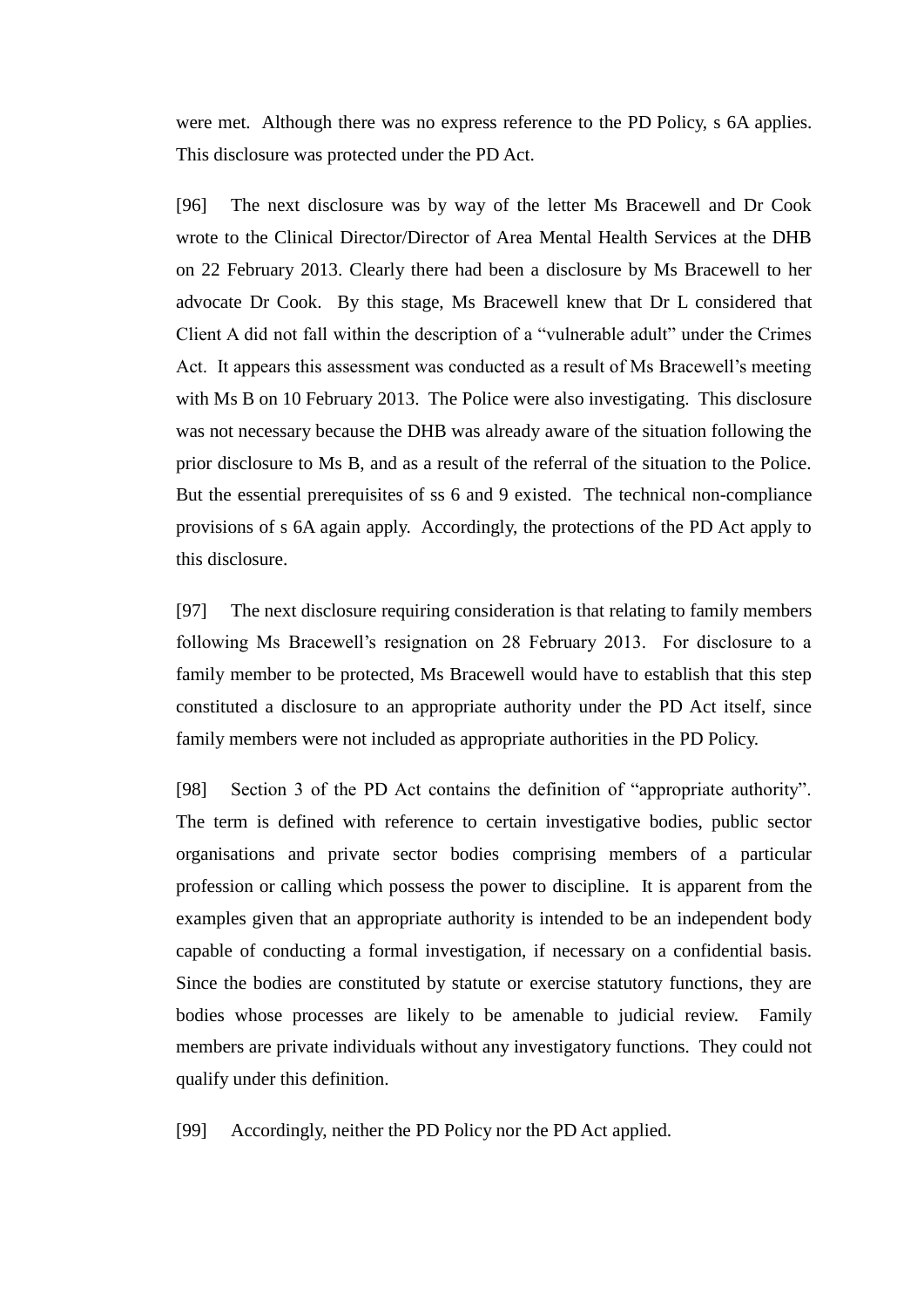were met. Although there was no express reference to the PD Policy, s 6A applies. This disclosure was protected under the PD Act.

[96] The next disclosure was by way of the letter Ms Bracewell and Dr Cook wrote to the Clinical Director/Director of Area Mental Health Services at the DHB on 22 February 2013. Clearly there had been a disclosure by Ms Bracewell to her advocate Dr Cook. By this stage, Ms Bracewell knew that Dr L considered that Client A did not fall within the description of a "vulnerable adult" under the Crimes Act. It appears this assessment was conducted as a result of Ms Bracewell's meeting with Ms B on 10 February 2013. The Police were also investigating. This disclosure was not necessary because the DHB was already aware of the situation following the prior disclosure to Ms B, and as a result of the referral of the situation to the Police. But the essential prerequisites of ss 6 and 9 existed. The technical non-compliance provisions of s 6A again apply. Accordingly, the protections of the PD Act apply to this disclosure.

[97] The next disclosure requiring consideration is that relating to family members following Ms Bracewell's resignation on 28 February 2013. For disclosure to a family member to be protected, Ms Bracewell would have to establish that this step constituted a disclosure to an appropriate authority under the PD Act itself, since family members were not included as appropriate authorities in the PD Policy.

[98] Section 3 of the PD Act contains the definition of "appropriate authority". The term is defined with reference to certain investigative bodies, public sector organisations and private sector bodies comprising members of a particular profession or calling which possess the power to discipline. It is apparent from the examples given that an appropriate authority is intended to be an independent body capable of conducting a formal investigation, if necessary on a confidential basis. Since the bodies are constituted by statute or exercise statutory functions, they are bodies whose processes are likely to be amenable to judicial review. Family members are private individuals without any investigatory functions. They could not qualify under this definition.

[99] Accordingly, neither the PD Policy nor the PD Act applied.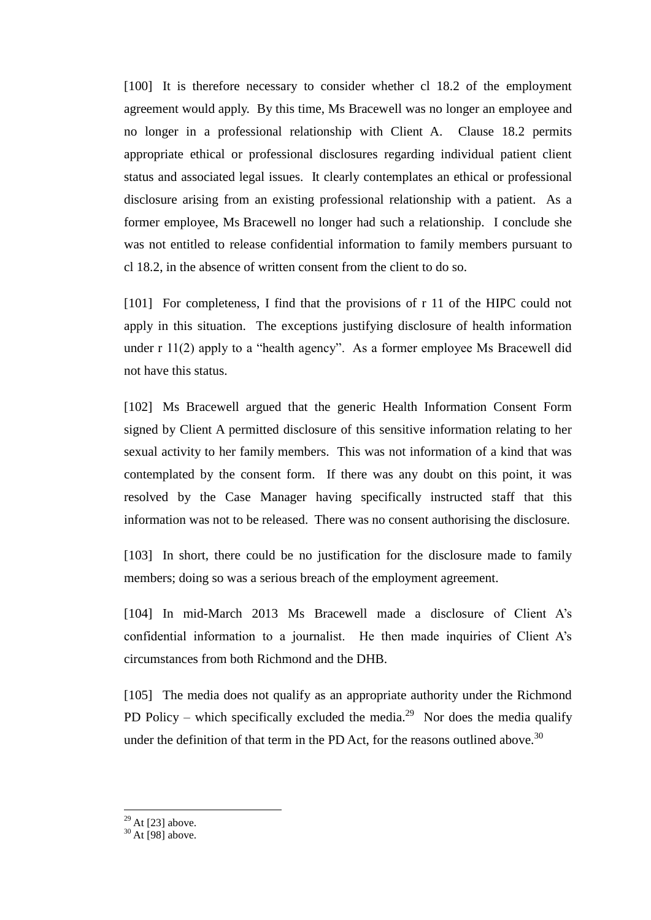[100] It is therefore necessary to consider whether cl 18.2 of the employment agreement would apply. By this time, Ms Bracewell was no longer an employee and no longer in a professional relationship with Client A. Clause 18.2 permits appropriate ethical or professional disclosures regarding individual patient client status and associated legal issues. It clearly contemplates an ethical or professional disclosure arising from an existing professional relationship with a patient. As a former employee, Ms Bracewell no longer had such a relationship. I conclude she was not entitled to release confidential information to family members pursuant to cl 18.2, in the absence of written consent from the client to do so.

[101] For completeness, I find that the provisions of r 11 of the HIPC could not apply in this situation. The exceptions justifying disclosure of health information under r 11(2) apply to a "health agency". As a former employee Ms Bracewell did not have this status.

[102] Ms Bracewell argued that the generic Health Information Consent Form signed by Client A permitted disclosure of this sensitive information relating to her sexual activity to her family members. This was not information of a kind that was contemplated by the consent form. If there was any doubt on this point, it was resolved by the Case Manager having specifically instructed staff that this information was not to be released. There was no consent authorising the disclosure.

[103] In short, there could be no justification for the disclosure made to family members; doing so was a serious breach of the employment agreement.

[104] In mid-March 2013 Ms Bracewell made a disclosure of Client A's confidential information to a journalist. He then made inquiries of Client A's circumstances from both Richmond and the DHB.

[105] The media does not qualify as an appropriate authority under the Richmond PD Policy – which specifically excluded the media.[29] Nor does the media qualify under the definition of that term in the PD Act, for the reasons outlined above.[30]

---

[29] At [23] above.

[30] At [98] above.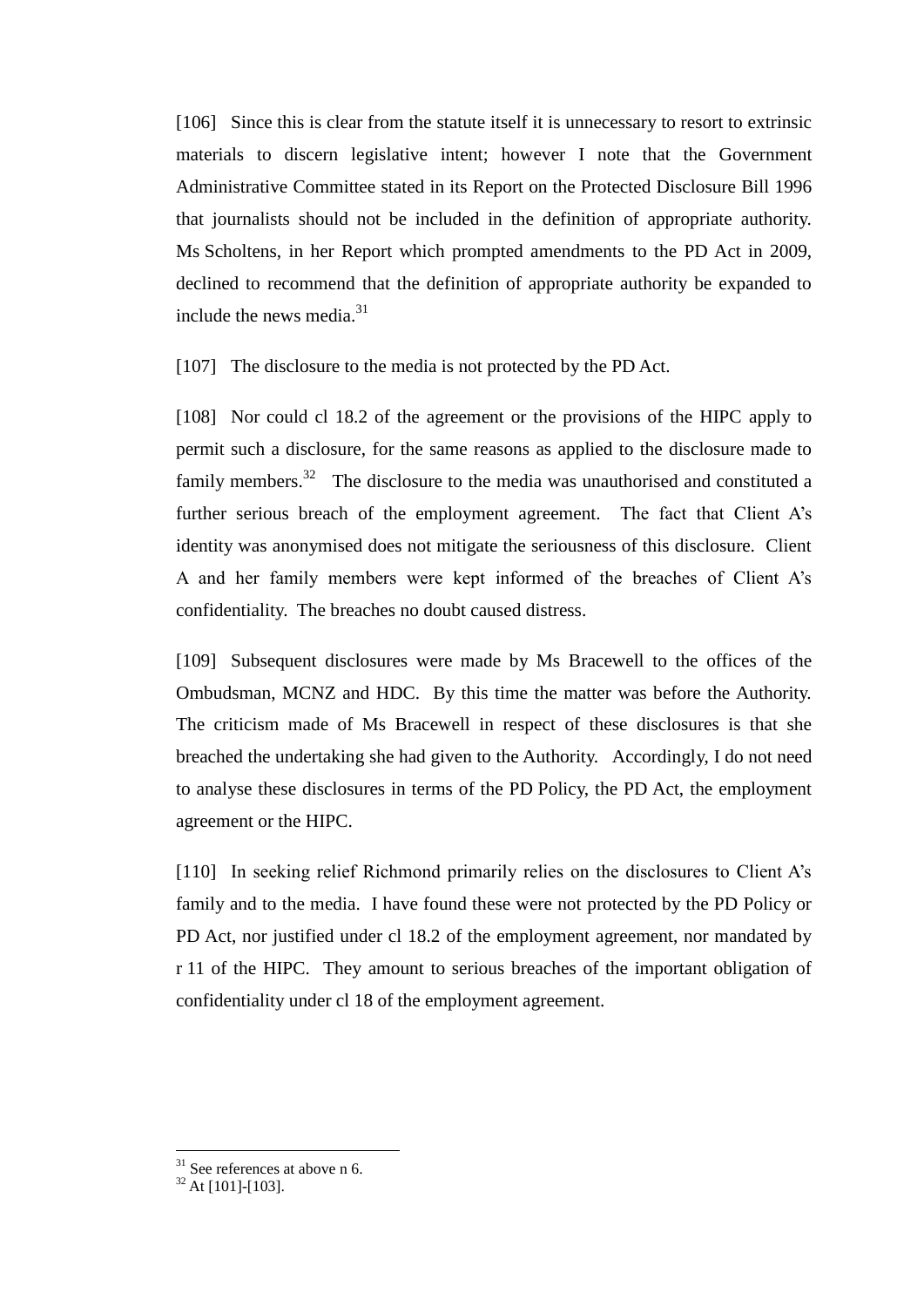[106] Since this is clear from the statute itself it is unnecessary to resort to extrinsic materials to discern legislative intent; however I note that the Government Administrative Committee stated in its Report on the Protected Disclosure Bill 1996 that journalists should not be included in the definition of appropriate authority. Ms Scholtens, in her Report which prompted amendments to the PD Act in 2009, declined to recommend that the definition of appropriate authority be expanded to include the news media.[31]

[107] The disclosure to the media is not protected by the PD Act.

[108] Nor could cl 18.2 of the agreement or the provisions of the HIPC apply to permit such a disclosure, for the same reasons as applied to the disclosure made to family members.[32] The disclosure to the media was unauthorised and constituted a further serious breach of the employment agreement. The fact that Client A's identity was anonymised does not mitigate the seriousness of this disclosure. Client A and her family members were kept informed of the breaches of Client A's confidentiality. The breaches no doubt caused distress.

[109] Subsequent disclosures were made by Ms Bracewell to the offices of the Ombudsman, MCNZ and HDC. By this time the matter was before the Authority. The criticism made of Ms Bracewell in respect of these disclosures is that she breached the undertaking she had given to the Authority. Accordingly, I do not need to analyse these disclosures in terms of the PD Policy, the PD Act, the employment agreement or the HIPC.

[110] In seeking relief Richmond primarily relies on the disclosures to Client A's family and to the media. I have found these were not protected by the PD Policy or PD Act, nor justified under cl 18.2 of the employment agreement, nor mandated by r 11 of the HIPC. They amount to serious breaches of the important obligation of confidentiality under cl 18 of the employment agreement.

---

[31] See references at above n 6.

[32] At [101]-[103].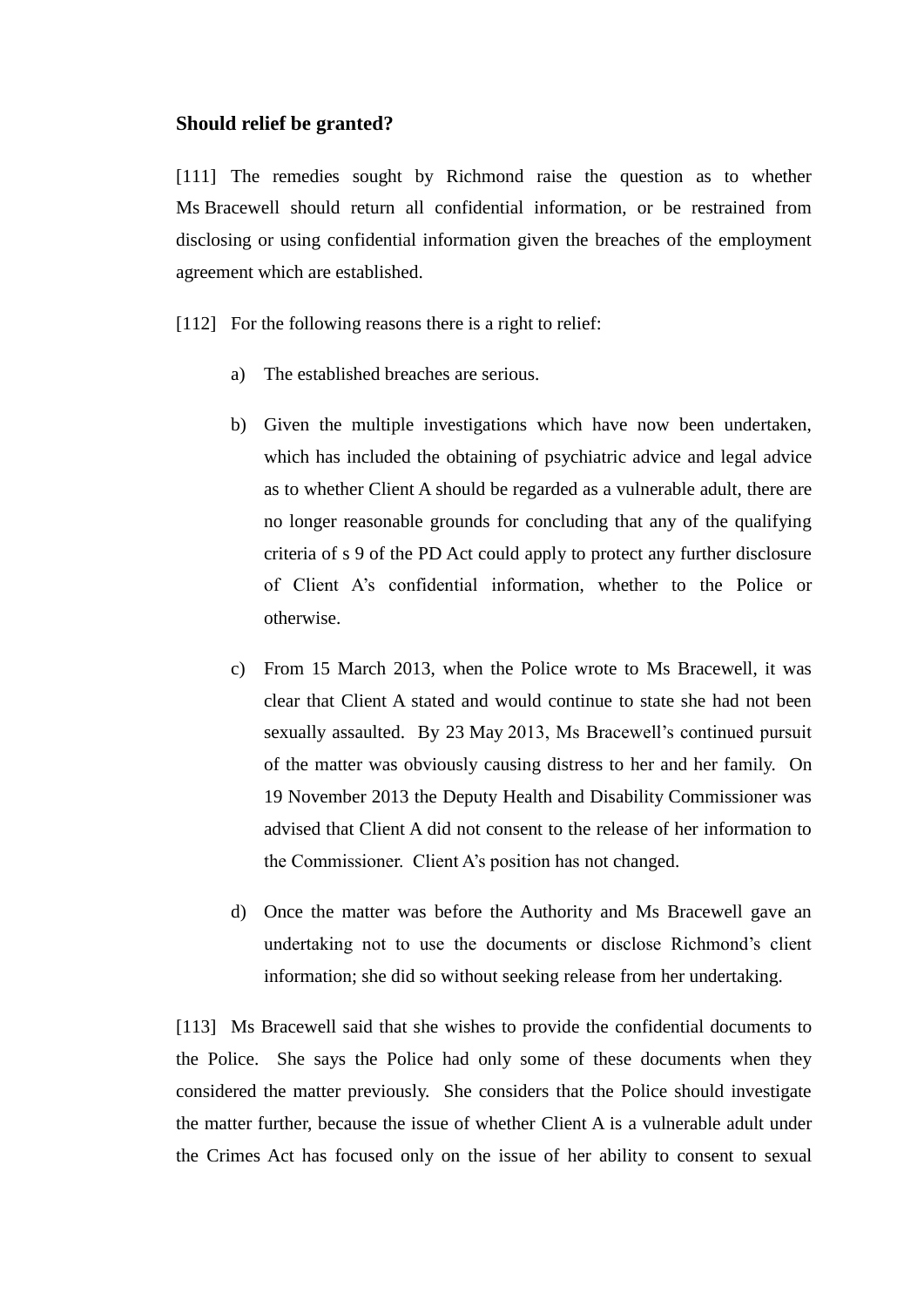### Should relief be granted?

[111] The remedies sought by Richmond raise the question as to whether Ms Bracewell should return all confidential information, or be restrained from disclosing or using confidential information given the breaches of the employment agreement which are established.

[112] For the following reasons there is a right to relief:

a) The established breaches are serious.

b) Given the multiple investigations which have now been undertaken, which has included the obtaining of psychiatric advice and legal advice as to whether Client A should be regarded as a vulnerable adult, there are no longer reasonable grounds for concluding that any of the qualifying criteria of s 9 of the PD Act could apply to protect any further disclosure of Client A's confidential information, whether to the Police or otherwise.

c) From 15 March 2013, when the Police wrote to Ms Bracewell, it was clear that Client A stated and would continue to state she had not been sexually assaulted. By 23 May 2013, Ms Bracewell's continued pursuit of the matter was obviously causing distress to her and her family. On 19 November 2013 the Deputy Health and Disability Commissioner was advised that Client A did not consent to the release of her information to the Commissioner. Client A's position has not changed.

d) Once the matter was before the Authority and Ms Bracewell gave an undertaking not to use the documents or disclose Richmond's client information; she did so without seeking release from her undertaking.

[113] Ms Bracewell said that she wishes to provide the confidential documents to the Police. She says the Police had only some of these documents when they considered the matter previously. She considers that the Police should investigate the matter further, because the issue of whether Client A is a vulnerable adult under the Crimes Act has focused only on the issue of her ability to consent to sexual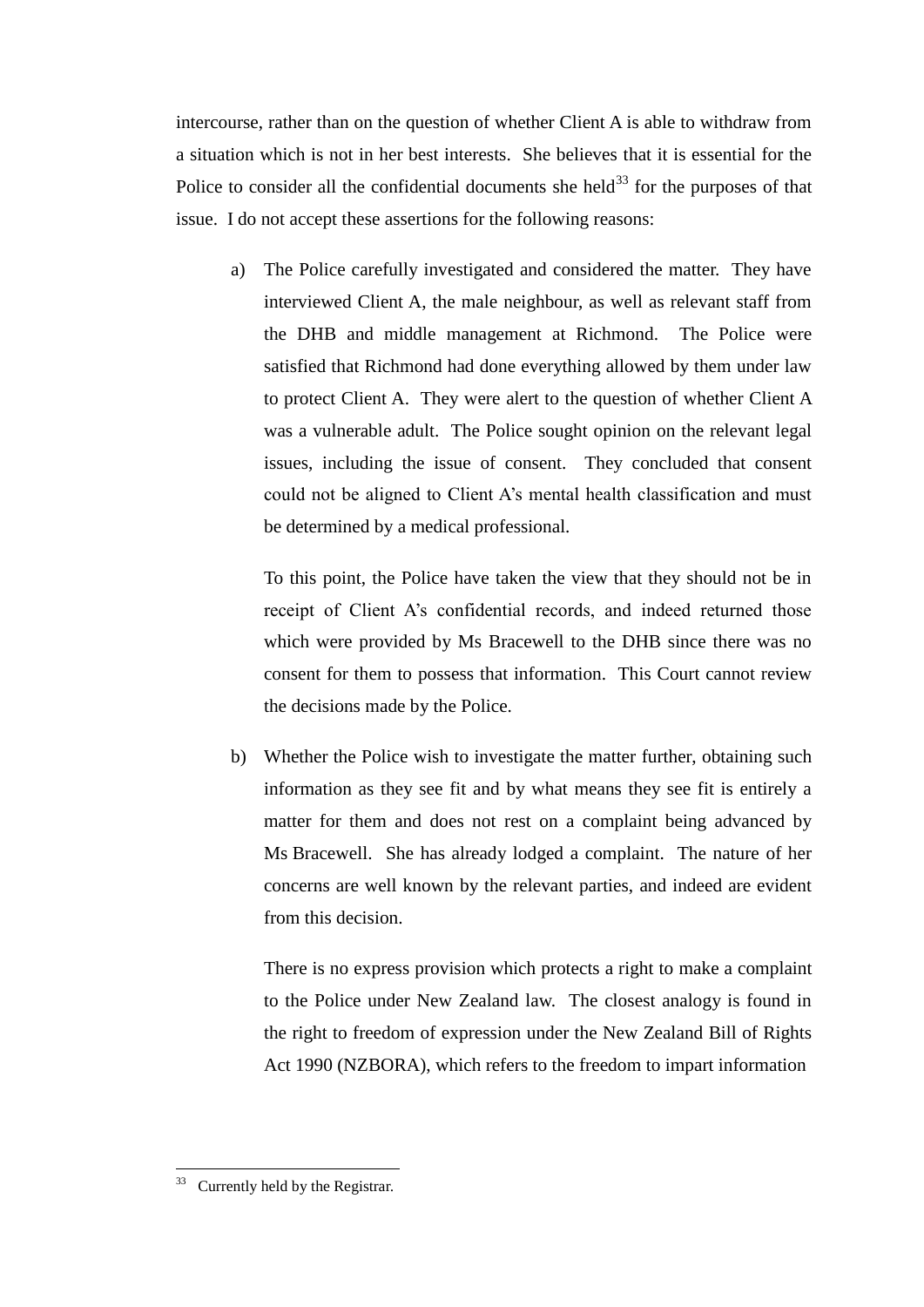intercourse, rather than on the question of whether Client A is able to withdraw from a situation which is not in her best interests. She believes that it is essential for the Police to consider all the confidential documents she held[33] for the purposes of that issue. I do not accept these assertions for the following reasons:

a) The Police carefully investigated and considered the matter. They have interviewed Client A, the male neighbour, as well as relevant staff from the DHB and middle management at Richmond. The Police were satisfied that Richmond had done everything allowed by them under law to protect Client A. They were alert to the question of whether Client A was a vulnerable adult. The Police sought opinion on the relevant legal issues, including the issue of consent. They concluded that consent could not be aligned to Client A's mental health classification and must be determined by a medical professional.

   To this point, the Police have taken the view that they should not be in receipt of Client A's confidential records, and indeed returned those which were provided by Ms Bracewell to the DHB since there was no consent for them to possess that information. This Court cannot review the decisions made by the Police.

b) Whether the Police wish to investigate the matter further, obtaining such information as they see fit and by what means they see fit is entirely a matter for them and does not rest on a complaint being advanced by Ms Bracewell. She has already lodged a complaint. The nature of her concerns are well known by the relevant parties, and indeed are evident from this decision.

   There is no express provision which protects a right to make a complaint to the Police under New Zealand law. The closest analogy is found in the right to freedom of expression under the New Zealand Bill of Rights Act 1990 (NZBORA), which refers to the freedom to impart information

---

[33] Currently held by the Registrar.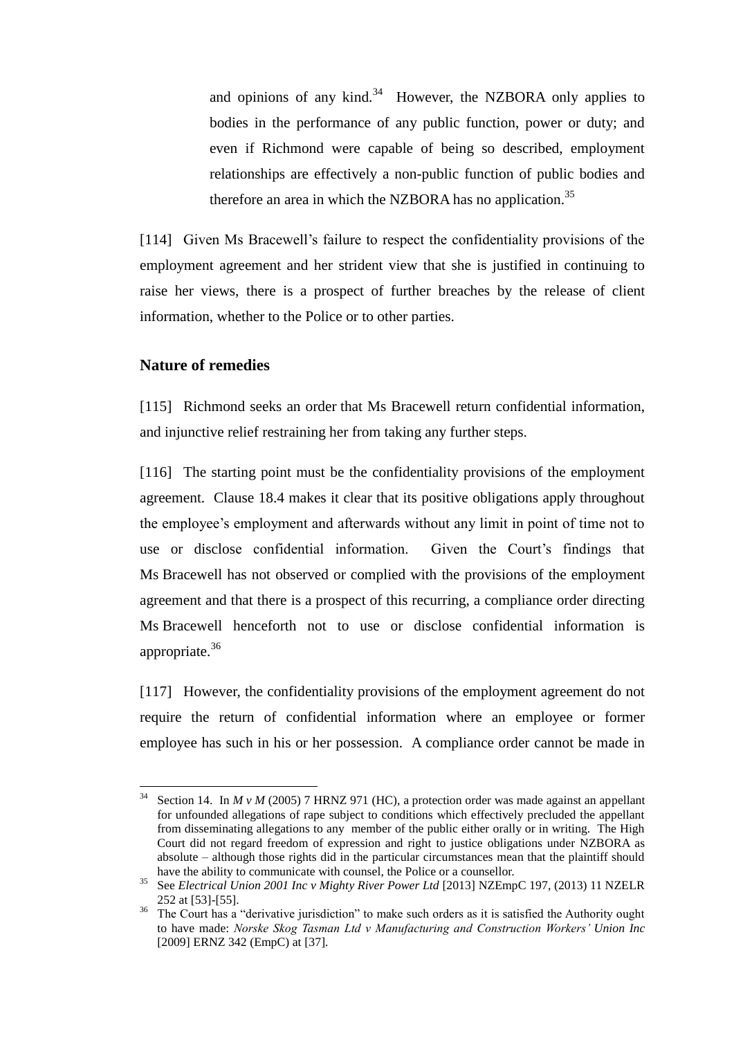and opinions of any kind.[34] However, the NZBORA only applies to bodies in the performance of any public function, power or duty; and even if Richmond were capable of being so described, employment relationships are effectively a non-public function of public bodies and therefore an area in which the NZBORA has no application.[35]

[114] Given Ms Bracewell's failure to respect the confidentiality provisions of the employment agreement and her strident view that she is justified in continuing to raise her views, there is a prospect of further breaches by the release of client information, whether to the Police or to other parties.

## Nature of remedies

[115] Richmond seeks an order that Ms Bracewell return confidential information, and injunctive relief restraining her from taking any further steps.

[116] The starting point must be the confidentiality provisions of the employment agreement. Clause 18.4 makes it clear that its positive obligations apply throughout the employee's employment and afterwards without any limit in point of time not to use or disclose confidential information. Given the Court's findings that Ms Bracewell has not observed or complied with the provisions of the employment agreement and that there is a prospect of this recurring, a compliance order directing Ms Bracewell henceforth not to use or disclose confidential information is appropriate.[36]

[117] However, the confidentiality provisions of the employment agreement do not require the return of confidential information where an employee or former employee has such in his or her possession. A compliance order cannot be made in

---

[34] Section 14. In *M v M* (2005) 7 HRNZ 971 (HC), a protection order was made against an appellant for unfounded allegations of rape subject to conditions which effectively precluded the appellant from disseminating allegations to any member of the public either orally or in writing. The High Court did not regard freedom of expression and right to justice obligations under NZBORA as absolute – although those rights did in the particular circumstances mean that the plaintiff should have the ability to communicate with counsel, the Police or a counsellor.

[35] See *Electrical Union 2001 Inc v Mighty River Power Ltd* [2013] NZEmpC 197, (2013) 11 NZELR 252 at [53]-[55].

[36] The Court has a "derivative jurisdiction" to make such orders as it is satisfied the Authority ought to have made: *Norske Skog Tasman Ltd v Manufacturing and Construction Workers' Union Inc* [2009] ERNZ 342 (EmpC) at [37].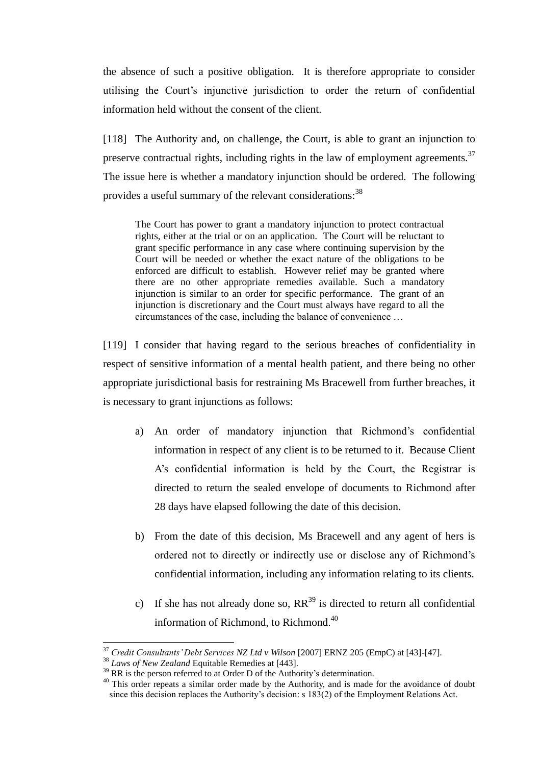the absence of such a positive obligation. It is therefore appropriate to consider utilising the Court's injunctive jurisdiction to order the return of confidential information held without the consent of the client.

[118] The Authority and, on challenge, the Court, is able to grant an injunction to preserve contractual rights, including rights in the law of employment agreements.[37] The issue here is whether a mandatory injunction should be ordered. The following provides a useful summary of the relevant considerations:[38]

> The Court has power to grant a mandatory injunction to protect contractual rights, either at the trial or on an application. The Court will be reluctant to grant specific performance in any case where continuing supervision by the Court will be needed or whether the exact nature of the obligations to be enforced are difficult to establish. However relief may be granted where there are no other appropriate remedies available. Such a mandatory injunction is similar to an order for specific performance. The grant of an injunction is discretionary and the Court must always have regard to all the circumstances of the case, including the balance of convenience …

[119] I consider that having regard to the serious breaches of confidentiality in respect of sensitive information of a mental health patient, and there being no other appropriate jurisdictional basis for restraining Ms Bracewell from further breaches, it is necessary to grant injunctions as follows:

a) An order of mandatory injunction that Richmond's confidential information in respect of any client is to be returned to it. Because Client A's confidential information is held by the Court, the Registrar is directed to return the sealed envelope of documents to Richmond after 28 days have elapsed following the date of this decision.

b) From the date of this decision, Ms Bracewell and any agent of hers is ordered not to directly or indirectly use or disclose any of Richmond's confidential information, including any information relating to its clients.

c) If she has not already done so, RR[39] is directed to return all confidential information of Richmond, to Richmond.[40]

---

[37] *Credit Consultants' Debt Services NZ Ltd v Wilson* [2007] ERNZ 205 (EmpC) at [43]-[47].

[38] *Laws of New Zealand* Equitable Remedies at [443].

[39] RR is the person referred to at Order D of the Authority's determination.

[40] This order repeats a similar order made by the Authority, and is made for the avoidance of doubt since this decision replaces the Authority's decision: s 183(2) of the Employment Relations Act.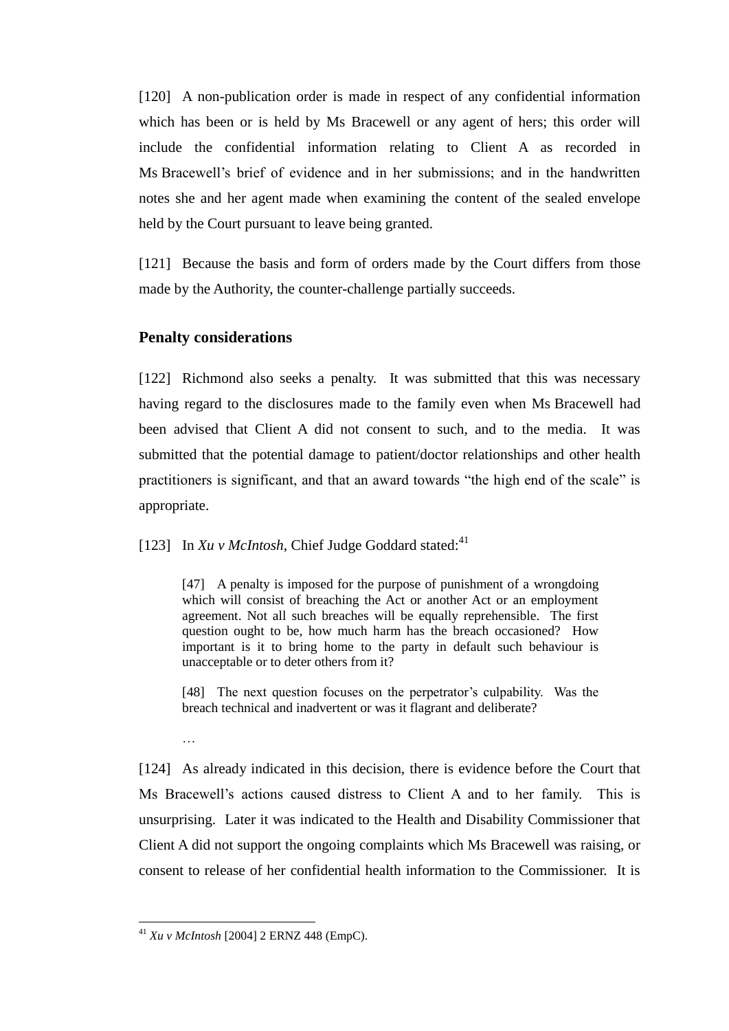[120] A non-publication order is made in respect of any confidential information which has been or is held by Ms Bracewell or any agent of hers; this order will include the confidential information relating to Client A as recorded in Ms Bracewell's brief of evidence and in her submissions; and in the handwritten notes she and her agent made when examining the content of the sealed envelope held by the Court pursuant to leave being granted.

[121] Because the basis and form of orders made by the Court differs from those made by the Authority, the counter-challenge partially succeeds.

### Penalty considerations

[122] Richmond also seeks a penalty. It was submitted that this was necessary having regard to the disclosures made to the family even when Ms Bracewell had been advised that Client A did not consent to such, and to the media. It was submitted that the potential damage to patient/doctor relationships and other health practitioners is significant, and that an award towards "the high end of the scale" is appropriate.

[123] In *Xu v McIntosh*, Chief Judge Goddard stated:[41]

> [47] A penalty is imposed for the purpose of punishment of a wrongdoing which will consist of breaching the Act or another Act or an employment agreement. Not all such breaches will be equally reprehensible. The first question ought to be, how much harm has the breach occasioned? How important is it to bring home to the party in default such behaviour is unacceptable or to deter others from it?
>
> [48] The next question focuses on the perpetrator's culpability. Was the breach technical and inadvertent or was it flagrant and deliberate?
>
> …

[124] As already indicated in this decision, there is evidence before the Court that Ms Bracewell's actions caused distress to Client A and to her family. This is unsurprising. Later it was indicated to the Health and Disability Commissioner that Client A did not support the ongoing complaints which Ms Bracewell was raising, or consent to release of her confidential health information to the Commissioner. It is

[41] *Xu v McIntosh* [2004] 2 ERNZ 448 (EmpC).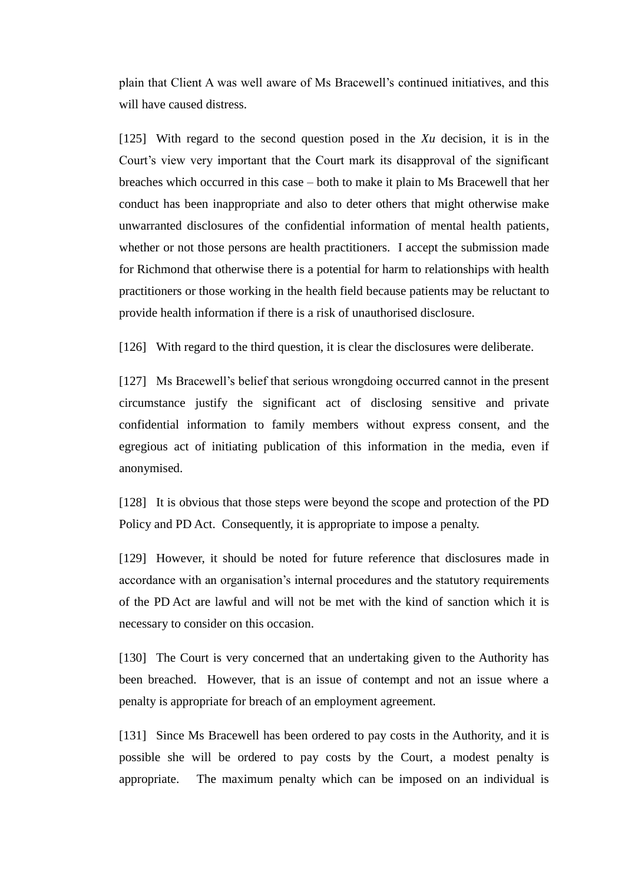plain that Client A was well aware of Ms Bracewell's continued initiatives, and this will have caused distress.

[125] With regard to the second question posed in the *Xu* decision, it is in the Court's view very important that the Court mark its disapproval of the significant breaches which occurred in this case – both to make it plain to Ms Bracewell that her conduct has been inappropriate and also to deter others that might otherwise make unwarranted disclosures of the confidential information of mental health patients, whether or not those persons are health practitioners. I accept the submission made for Richmond that otherwise there is a potential for harm to relationships with health practitioners or those working in the health field because patients may be reluctant to provide health information if there is a risk of unauthorised disclosure.

[126] With regard to the third question, it is clear the disclosures were deliberate.

[127] Ms Bracewell's belief that serious wrongdoing occurred cannot in the present circumstance justify the significant act of disclosing sensitive and private confidential information to family members without express consent, and the egregious act of initiating publication of this information in the media, even if anonymised.

[128] It is obvious that those steps were beyond the scope and protection of the PD Policy and PD Act. Consequently, it is appropriate to impose a penalty.

[129] However, it should be noted for future reference that disclosures made in accordance with an organisation's internal procedures and the statutory requirements of the PD Act are lawful and will not be met with the kind of sanction which it is necessary to consider on this occasion.

[130] The Court is very concerned that an undertaking given to the Authority has been breached. However, that is an issue of contempt and not an issue where a penalty is appropriate for breach of an employment agreement.

[131] Since Ms Bracewell has been ordered to pay costs in the Authority, and it is possible she will be ordered to pay costs by the Court, a modest penalty is appropriate. The maximum penalty which can be imposed on an individual is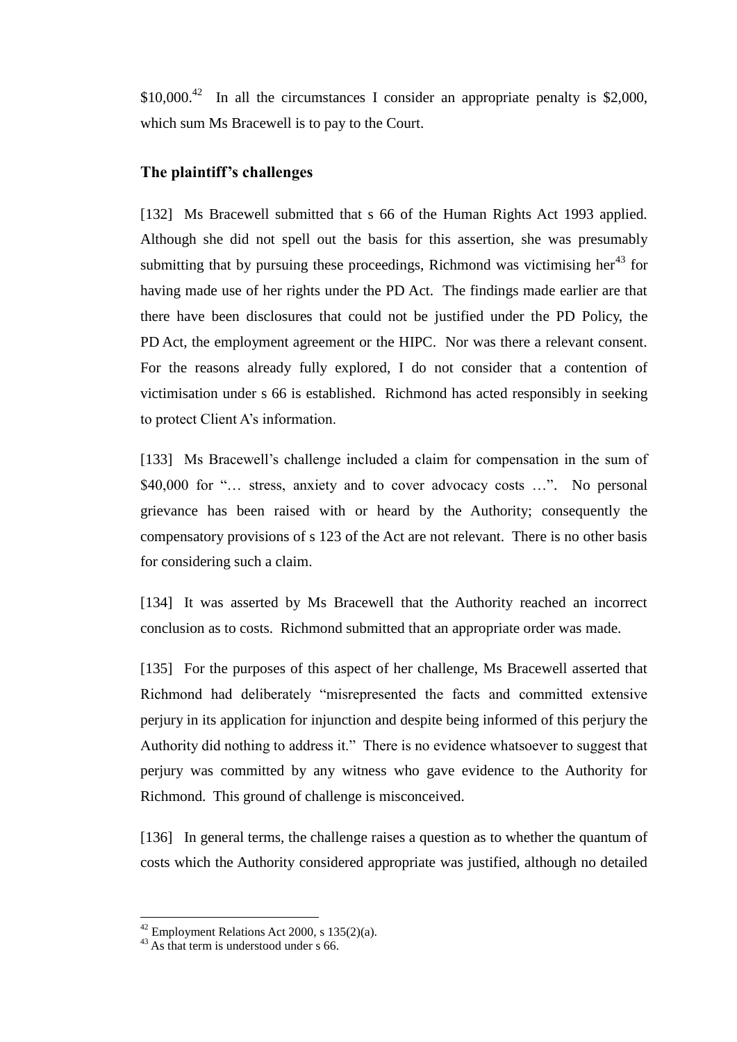$10,000.[42] In all the circumstances I consider an appropriate penalty is $2,000, which sum Ms Bracewell is to pay to the Court.

## The plaintiff's challenges

[132] Ms Bracewell submitted that s 66 of the Human Rights Act 1993 applied. Although she did not spell out the basis for this assertion, she was presumably submitting that by pursuing these proceedings, Richmond was victimising her[43] for having made use of her rights under the PD Act. The findings made earlier are that there have been disclosures that could not be justified under the PD Policy, the PD Act, the employment agreement or the HIPC. Nor was there a relevant consent. For the reasons already fully explored, I do not consider that a contention of victimisation under s 66 is established. Richmond has acted responsibly in seeking to protect Client A's information.

[133] Ms Bracewell's challenge included a claim for compensation in the sum of $40,000 for "… stress, anxiety and to cover advocacy costs …". No personal grievance has been raised with or heard by the Authority; consequently the compensatory provisions of s 123 of the Act are not relevant. There is no other basis for considering such a claim.

[134] It was asserted by Ms Bracewell that the Authority reached an incorrect conclusion as to costs. Richmond submitted that an appropriate order was made.

[135] For the purposes of this aspect of her challenge, Ms Bracewell asserted that Richmond had deliberately "misrepresented the facts and committed extensive perjury in its application for injunction and despite being informed of this perjury the Authority did nothing to address it." There is no evidence whatsoever to suggest that perjury was committed by any witness who gave evidence to the Authority for Richmond. This ground of challenge is misconceived.

[136] In general terms, the challenge raises a question as to whether the quantum of costs which the Authority considered appropriate was justified, although no detailed

---

[42] Employment Relations Act 2000, s 135(2)(a).

[43] As that term is understood under s 66.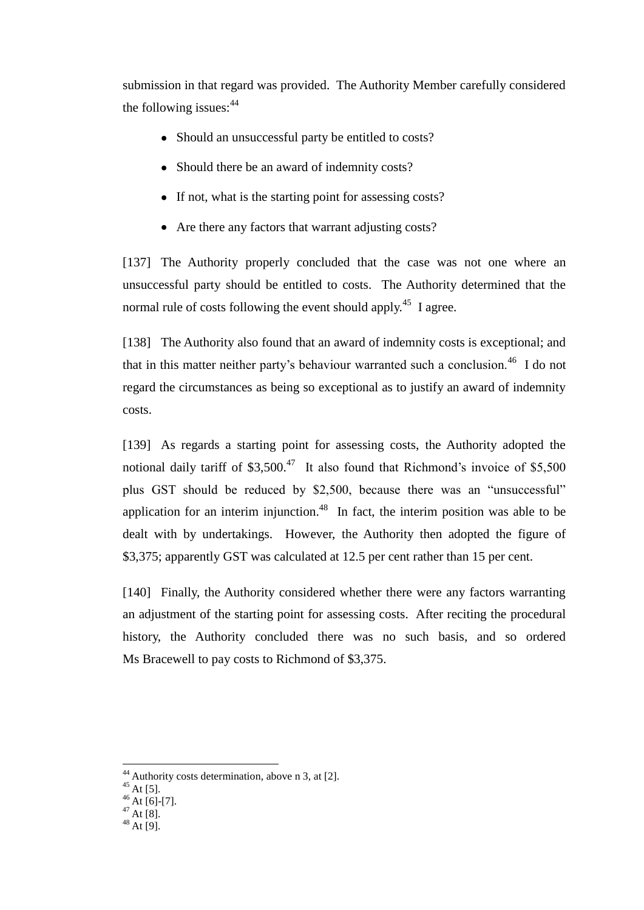submission in that regard was provided. The Authority Member carefully considered the following issues:[44]

- Should an unsuccessful party be entitled to costs?
- Should there be an award of indemnity costs?
- If not, what is the starting point for assessing costs?
- Are there any factors that warrant adjusting costs?

[137] The Authority properly concluded that the case was not one where an unsuccessful party should be entitled to costs. The Authority determined that the normal rule of costs following the event should apply.[45] I agree.

[138] The Authority also found that an award of indemnity costs is exceptional; and that in this matter neither party's behaviour warranted such a conclusion.[46] I do not regard the circumstances as being so exceptional as to justify an award of indemnity costs.

[139] As regards a starting point for assessing costs, the Authority adopted the notional daily tariff of $3,500.[47] It also found that Richmond's invoice of $5,500 plus GST should be reduced by $2,500, because there was an "unsuccessful" application for an interim injunction.[48] In fact, the interim position was able to be dealt with by undertakings. However, the Authority then adopted the figure of $3,375; apparently GST was calculated at 12.5 per cent rather than 15 per cent.

[140] Finally, the Authority considered whether there were any factors warranting an adjustment of the starting point for assessing costs. After reciting the procedural history, the Authority concluded there was no such basis, and so ordered Ms Bracewell to pay costs to Richmond of $3,375.

---

[44] Authority costs determination, above n 3, at [2].
[45] At [5].
[46] At [6]-[7].
[47] At [8].
[48] At [9].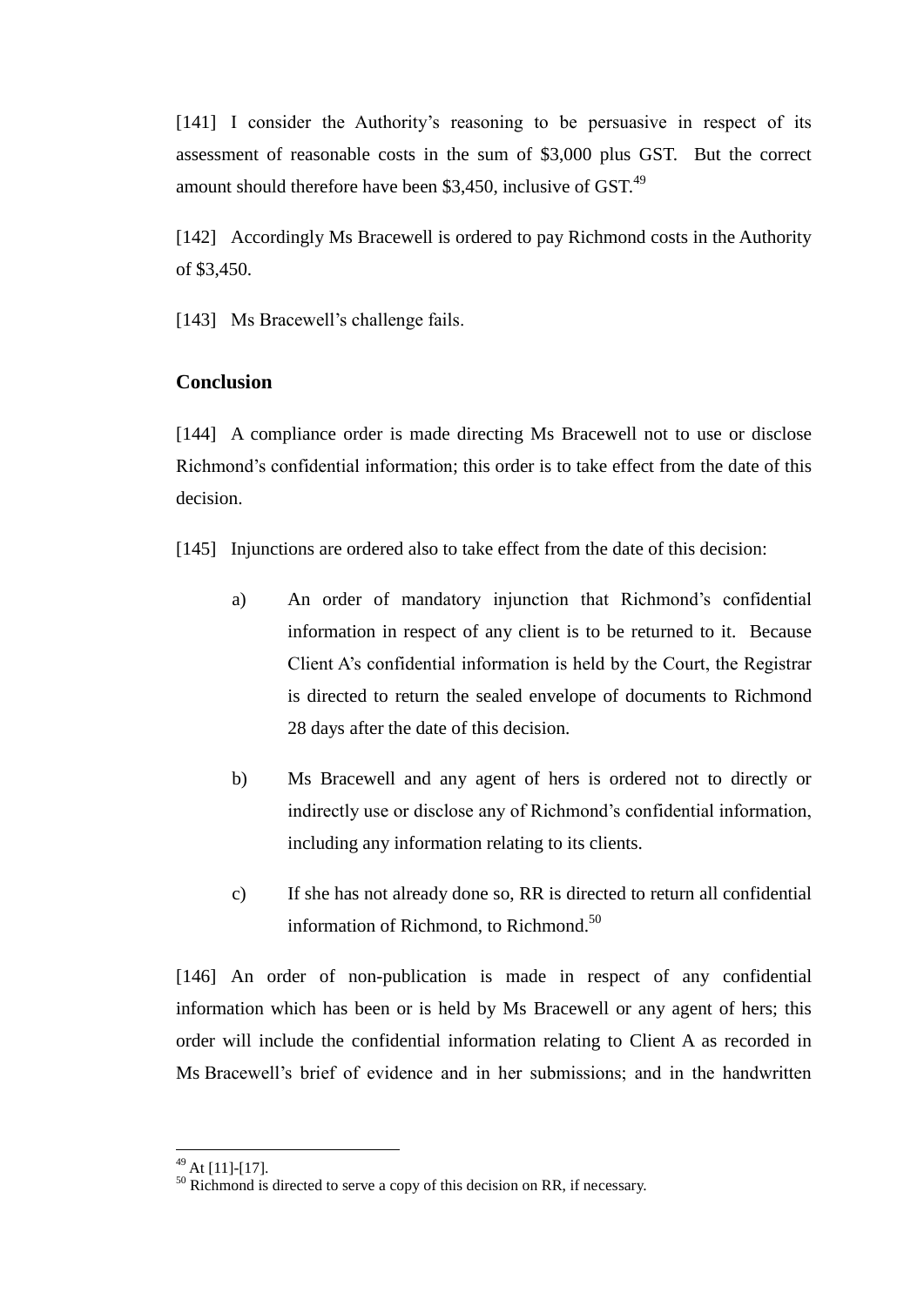[141] I consider the Authority's reasoning to be persuasive in respect of its assessment of reasonable costs in the sum of $3,000 plus GST. But the correct amount should therefore have been $3,450, inclusive of GST.[49]

[142] Accordingly Ms Bracewell is ordered to pay Richmond costs in the Authority of $3,450.

[143] Ms Bracewell's challenge fails.

## Conclusion

[144] A compliance order is made directing Ms Bracewell not to use or disclose Richmond's confidential information; this order is to take effect from the date of this decision.

[145] Injunctions are ordered also to take effect from the date of this decision:

a) An order of mandatory injunction that Richmond's confidential information in respect of any client is to be returned to it. Because Client A's confidential information is held by the Court, the Registrar is directed to return the sealed envelope of documents to Richmond 28 days after the date of this decision.

b) Ms Bracewell and any agent of hers is ordered not to directly or indirectly use or disclose any of Richmond's confidential information, including any information relating to its clients.

c) If she has not already done so, RR is directed to return all confidential information of Richmond, to Richmond.[50]

[146] An order of non-publication is made in respect of any confidential information which has been or is held by Ms Bracewell or any agent of hers; this order will include the confidential information relating to Client A as recorded in Ms Bracewell's brief of evidence and in her submissions; and in the handwritten

---

[49] At [11]-[17].

[50] Richmond is directed to serve a copy of this decision on RR, if necessary.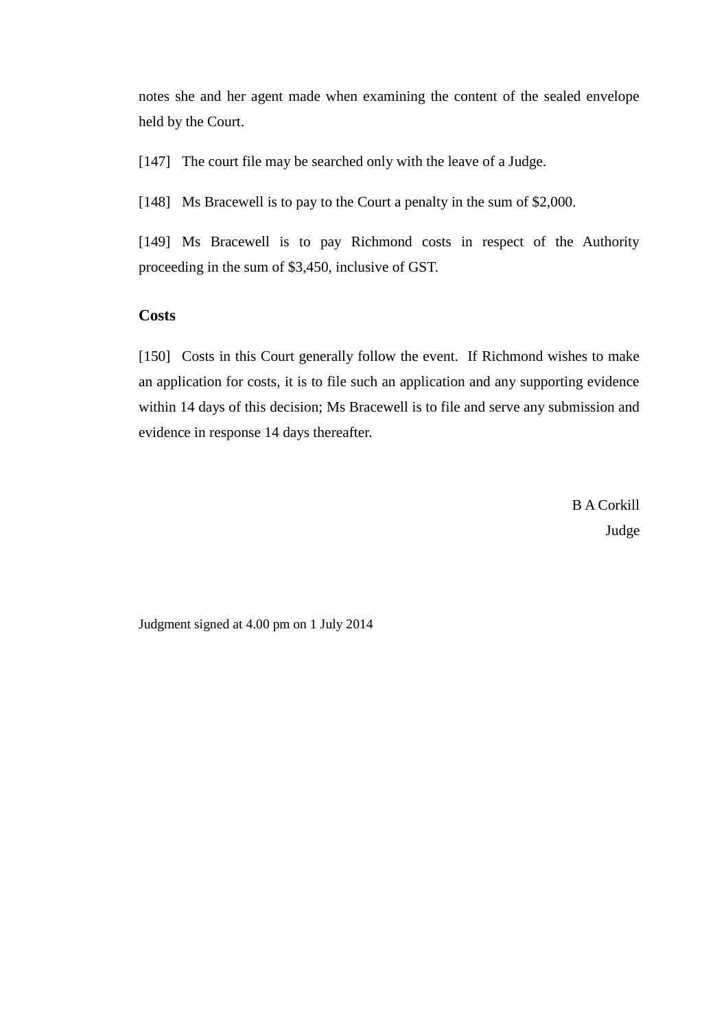notes she and her agent made when examining the content of the sealed envelope held by the Court.

[147] The court file may be searched only with the leave of a Judge.

[148] Ms Bracewell is to pay to the Court a penalty in the sum of $2,000.

[149] Ms Bracewell is to pay Richmond costs in respect of the Authority proceeding in the sum of $3,450, inclusive of GST.

### Costs

[150] Costs in this Court generally follow the event. If Richmond wishes to make an application for costs, it is to file such an application and any supporting evidence within 14 days of this decision; Ms Bracewell is to file and serve any submission and evidence in response 14 days thereafter.

B A Corkill
Judge

Judgment signed at 4.00 pm on 1 July 2014